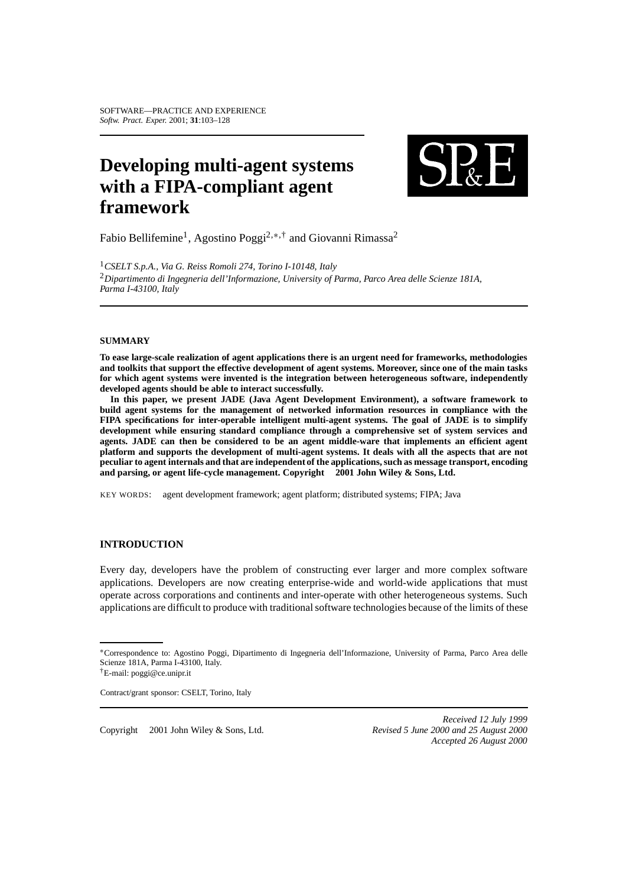# Developing multi-agent systems with a FIPA-compliant agent framework

Fabio Bellifemine[1], Agostino Poggi[2,*,†] and Giovanni Rimassa[2]

[1] *CSELT S.p.A., Via G. Reiss Romoli 274, Torino I-10148, Italy*

[2] *Dipartimento di Ingegneria dell'Informazione, University of Parma, Parco Area delle Scienze 181A, Parma I-43100, Italy*

## SUMMARY

**To ease large-scale realization of agent applications there is an urgent need for frameworks, methodologies and toolkits that support the effective development of agent systems. Moreover, since one of the main tasks for which agent systems were invented is the integration between heterogeneous software, independently developed agents should be able to interact successfully.**

**In this paper, we present JADE (Java Agent Development Environment), a software framework to build agent systems for the management of networked information resources in compliance with the FIPA specifications for inter-operable intelligent multi-agent systems. The goal of JADE is to simplify development while ensuring standard compliance through a comprehensive set of system services and agents. JADE can then be considered to be an agent middle-ware that implements an efficient agent platform and supports the development of multi-agent systems. It deals with all the aspects that are not peculiar to agent internals and that are independent of the applications, such as message transport, encoding and parsing, or agent life-cycle management. Copyright © 2001 John Wiley & Sons, Ltd.**

KEY WORDS: agent development framework; agent platform; distributed systems; FIPA; Java

## INTRODUCTION

Every day, developers have the problem of constructing ever larger and more complex software applications. Developers are now creating enterprise-wide and world-wide applications that must operate across corporations and continents and inter-operate with other heterogeneous systems. Such applications are difficult to produce with traditional software technologies because of the limits of these

---

*Correspondence to: Agostino Poggi, Dipartimento di Ingegneria dell'Informazione, University of Parma, Parco Area delle Scienze 181A, Parma I-43100, Italy.

†E-mail: poggi@ce.unipr.it

Contract/grant sponsor: CSELT, Torino, Italy

Copyright © 2001 John Wiley & Sons, Ltd.

*Received 12 July 1999*
*Revised 5 June 2000 and 25 August 2000*
*Accepted 26 August 2000*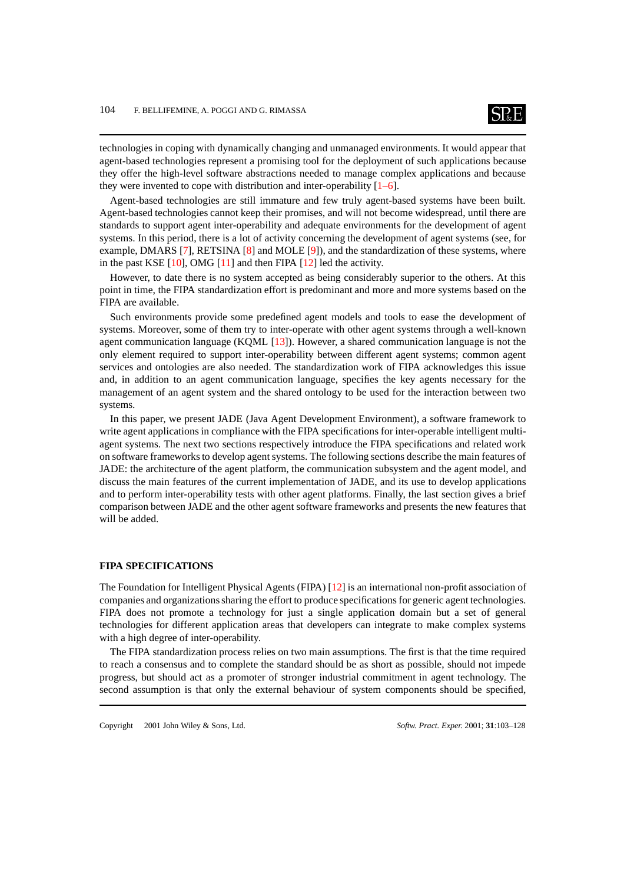technologies in coping with dynamically changing and unmanaged environments. It would appear that agent-based technologies represent a promising tool for the deployment of such applications because they offer the high-level software abstractions needed to manage complex applications and because they were invented to cope with distribution and inter-operability [1–6].

Agent-based technologies are still immature and few truly agent-based systems have been built. Agent-based technologies cannot keep their promises, and will not become widespread, until there are standards to support agent inter-operability and adequate environments for the development of agent systems. In this period, there is a lot of activity concerning the development of agent systems (see, for example, DMARS [7], RETSINA [8] and MOLE [9]), and the standardization of these systems, where in the past KSE [10], OMG [11] and then FIPA [12] led the activity.

However, to date there is no system accepted as being considerably superior to the others. At this point in time, the FIPA standardization effort is predominant and more and more systems based on the FIPA are available.

Such environments provide some predefined agent models and tools to ease the development of systems. Moreover, some of them try to inter-operate with other agent systems through a well-known agent communication language (KQML [13]). However, a shared communication language is not the only element required to support inter-operability between different agent systems; common agent services and ontologies are also needed. The standardization work of FIPA acknowledges this issue and, in addition to an agent communication language, specifies the key agents necessary for the management of an agent system and the shared ontology to be used for the interaction between two systems.

In this paper, we present JADE (Java Agent Development Environment), a software framework to write agent applications in compliance with the FIPA specifications for inter-operable intelligent multi-agent systems. The next two sections respectively introduce the FIPA specifications and related work on software frameworks to develop agent systems. The following sections describe the main features of JADE: the architecture of the agent platform, the communication subsystem and the agent model, and discuss the main features of the current implementation of JADE, and its use to develop applications and to perform inter-operability tests with other agent platforms. Finally, the last section gives a brief comparison between JADE and the other agent software frameworks and presents the new features that will be added.

## FIPA SPECIFICATIONS

The Foundation for Intelligent Physical Agents (FIPA) [12] is an international non-profit association of companies and organizations sharing the effort to produce specifications for generic agent technologies. FIPA does not promote a technology for just a single application domain but a set of general technologies for different application areas that developers can integrate to make complex systems with a high degree of inter-operability.

The FIPA standardization process relies on two main assumptions. The first is that the time required to reach a consensus and to complete the standard should be as short as possible, should not impede progress, but should act as a promoter of stronger industrial commitment in agent technology. The second assumption is that only the external behaviour of system components should be specified,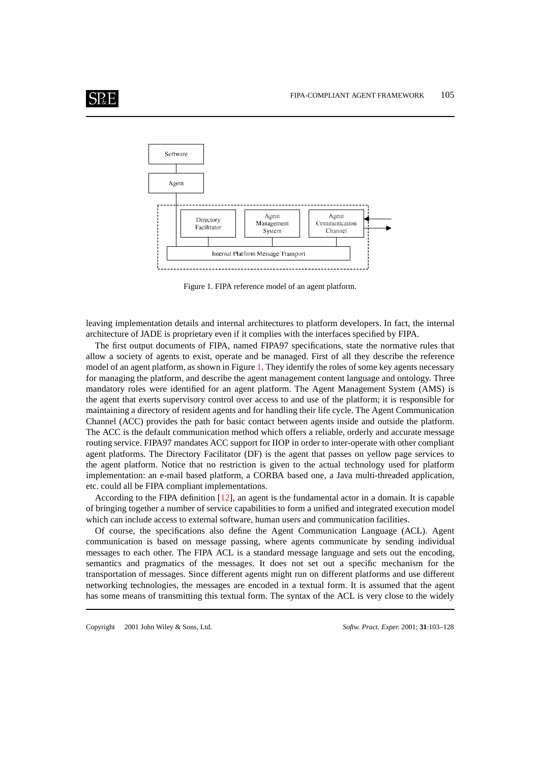Software

Agent

Directory Facilitator

Agent Management System

Agent Communication Channel

Internal Platform Message Transport

Figure 1. FIPA reference model of an agent platform.

leaving implementation details and internal architectures to platform developers. In fact, the internal architecture of JADE is proprietary even if it complies with the interfaces specified by FIPA.

The first output documents of FIPA, named FIPA97 specifications, state the normative rules that allow a society of agents to exist, operate and be managed. First of all they describe the reference model of an agent platform, as shown in Figure 1. They identify the roles of some key agents necessary for managing the platform, and describe the agent management content language and ontology. Three mandatory roles were identified for an agent platform. The Agent Management System (AMS) is the agent that exerts supervisory control over access to and use of the platform; it is responsible for maintaining a directory of resident agents and for handling their life cycle. The Agent Communication Channel (ACC) provides the path for basic contact between agents inside and outside the platform. The ACC is the default communication method which offers a reliable, orderly and accurate message routing service. FIPA97 mandates ACC support for IIOP in order to inter-operate with other compliant agent platforms. The Directory Facilitator (DF) is the agent that passes on yellow page services to the agent platform. Notice that no restriction is given to the actual technology used for platform implementation: an e-mail based platform, a CORBA based one, a Java multi-threaded application, etc. could all be FIPA compliant implementations.

According to the FIPA definition [12], an agent is the fundamental actor in a domain. It is capable of bringing together a number of service capabilities to form a unified and integrated execution model which can include access to external software, human users and communication facilities.

Of course, the specifications also define the Agent Communication Language (ACL). Agent communication is based on message passing, where agents communicate by sending individual messages to each other. The FIPA ACL is a standard message language and sets out the encoding, semantics and pragmatics of the messages. It does not set out a specific mechanism for the transportation of messages. Since different agents might run on different platforms and use different networking technologies, the messages are encoded in a textual form. It is assumed that the agent has some means of transmitting this textual form. The syntax of the ACL is very close to the widely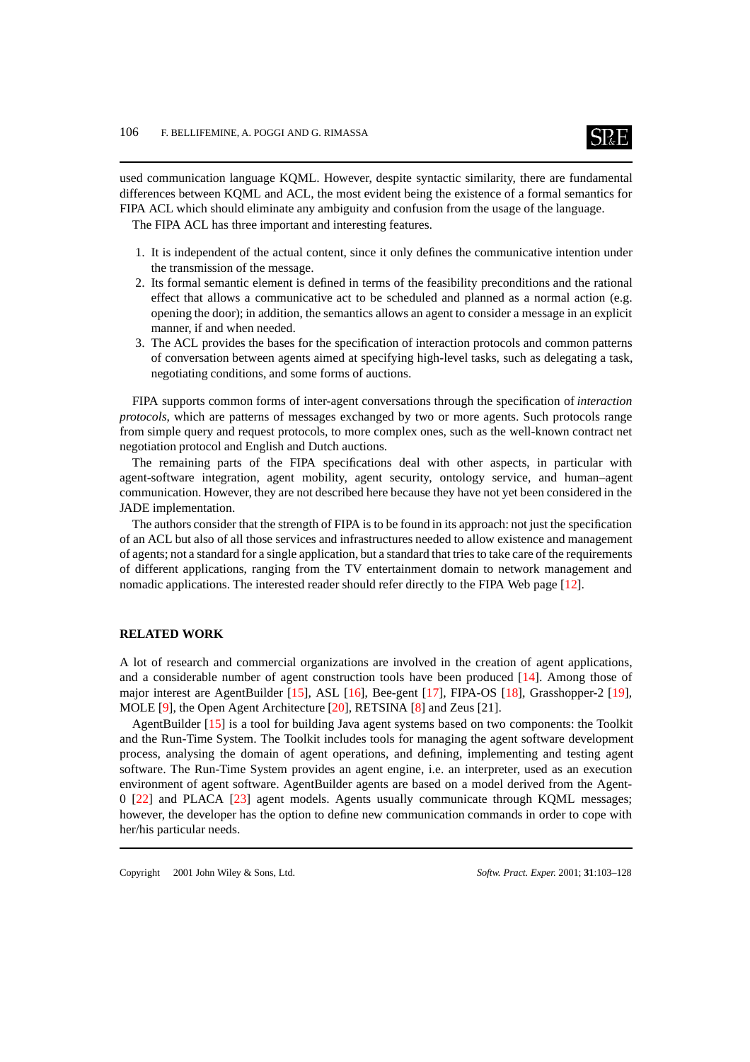used communication language KQML. However, despite syntactic similarity, there are fundamental differences between KQML and ACL, the most evident being the existence of a formal semantics for FIPA ACL which should eliminate any ambiguity and confusion from the usage of the language.

The FIPA ACL has three important and interesting features.

1. It is independent of the actual content, since it only defines the communicative intention under the transmission of the message.
2. Its formal semantic element is defined in terms of the feasibility preconditions and the rational effect that allows a communicative act to be scheduled and planned as a normal action (e.g. opening the door); in addition, the semantics allows an agent to consider a message in an explicit manner, if and when needed.
3. The ACL provides the bases for the specification of interaction protocols and common patterns of conversation between agents aimed at specifying high-level tasks, such as delegating a task, negotiating conditions, and some forms of auctions.

FIPA supports common forms of inter-agent conversations through the specification of *interaction protocols*, which are patterns of messages exchanged by two or more agents. Such protocols range from simple query and request protocols, to more complex ones, such as the well-known contract net negotiation protocol and English and Dutch auctions.

The remaining parts of the FIPA specifications deal with other aspects, in particular with agent-software integration, agent mobility, agent security, ontology service, and human–agent communication. However, they are not described here because they have not yet been considered in the JADE implementation.

The authors consider that the strength of FIPA is to be found in its approach: not just the specification of an ACL but also of all those services and infrastructures needed to allow existence and management of agents; not a standard for a single application, but a standard that tries to take care of the requirements of different applications, ranging from the TV entertainment domain to network management and nomadic applications. The interested reader should refer directly to the FIPA Web page [12].

## RELATED WORK

A lot of research and commercial organizations are involved in the creation of agent applications, and a considerable number of agent construction tools have been produced [14]. Among those of major interest are AgentBuilder [15], ASL [16], Bee-gent [17], FIPA-OS [18], Grasshopper-2 [19], MOLE [9], the Open Agent Architecture [20], RETSINA [8] and Zeus [21].

AgentBuilder [15] is a tool for building Java agent systems based on two components: the Toolkit and the Run-Time System. The Toolkit includes tools for managing the agent software development process, analysing the domain of agent operations, and defining, implementing and testing agent software. The Run-Time System provides an agent engine, i.e. an interpreter, used as an execution environment of agent software. AgentBuilder agents are based on a model derived from the Agent-0 [22] and PLACA [23] agent models. Agents usually communicate through KQML messages; however, the developer has the option to define new communication commands in order to cope with her/his particular needs.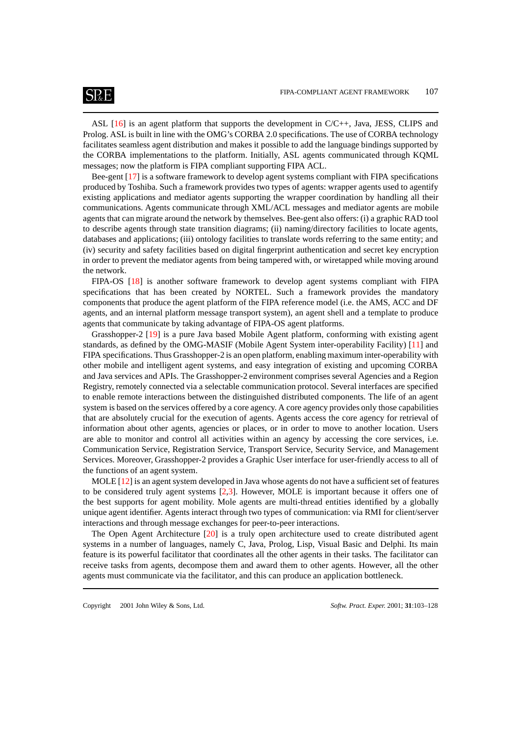ASL [16] is an agent platform that supports the development in C/C++, Java, JESS, CLIPS and Prolog. ASL is built in line with the OMG's CORBA 2.0 specifications. The use of CORBA technology facilitates seamless agent distribution and makes it possible to add the language bindings supported by the CORBA implementations to the platform. Initially, ASL agents communicated through KQML messages; now the platform is FIPA compliant supporting FIPA ACL.

Bee-gent [17] is a software framework to develop agent systems compliant with FIPA specifications produced by Toshiba. Such a framework provides two types of agents: wrapper agents used to agentify existing applications and mediator agents supporting the wrapper coordination by handling all their communications. Agents communicate through XML/ACL messages and mediator agents are mobile agents that can migrate around the network by themselves. Bee-gent also offers: (i) a graphic RAD tool to describe agents through state transition diagrams; (ii) naming/directory facilities to locate agents, databases and applications; (iii) ontology facilities to translate words referring to the same entity; and (iv) security and safety facilities based on digital fingerprint authentication and secret key encryption in order to prevent the mediator agents from being tampered with, or wiretapped while moving around the network.

FIPA-OS [18] is another software framework to develop agent systems compliant with FIPA specifications that has been created by NORTEL. Such a framework provides the mandatory components that produce the agent platform of the FIPA reference model (i.e. the AMS, ACC and DF agents, and an internal platform message transport system), an agent shell and a template to produce agents that communicate by taking advantage of FIPA-OS agent platforms.

Grasshopper-2 [19] is a pure Java based Mobile Agent platform, conforming with existing agent standards, as defined by the OMG-MASIF (Mobile Agent System inter-operability Facility) [11] and FIPA specifications. Thus Grasshopper-2 is an open platform, enabling maximum inter-operability with other mobile and intelligent agent systems, and easy integration of existing and upcoming CORBA and Java services and APIs. The Grasshopper-2 environment comprises several Agencies and a Region Registry, remotely connected via a selectable communication protocol. Several interfaces are specified to enable remote interactions between the distinguished distributed components. The life of an agent system is based on the services offered by a core agency. A core agency provides only those capabilities that are absolutely crucial for the execution of agents. Agents access the core agency for retrieval of information about other agents, agencies or places, or in order to move to another location. Users are able to monitor and control all activities within an agency by accessing the core services, i.e. Communication Service, Registration Service, Transport Service, Security Service, and Management Services. Moreover, Grasshopper-2 provides a Graphic User interface for user-friendly access to all of the functions of an agent system.

MOLE [12] is an agent system developed in Java whose agents do not have a sufficient set of features to be considered truly agent systems [2,3]. However, MOLE is important because it offers one of the best supports for agent mobility. Mole agents are multi-thread entities identified by a globally unique agent identifier. Agents interact through two types of communication: via RMI for client/server interactions and through message exchanges for peer-to-peer interactions.

The Open Agent Architecture [20] is a truly open architecture used to create distributed agent systems in a number of languages, namely C, Java, Prolog, Lisp, Visual Basic and Delphi. Its main feature is its powerful facilitator that coordinates all the other agents in their tasks. The facilitator can receive tasks from agents, decompose them and award them to other agents. However, all the other agents must communicate via the facilitator, and this can produce an application bottleneck.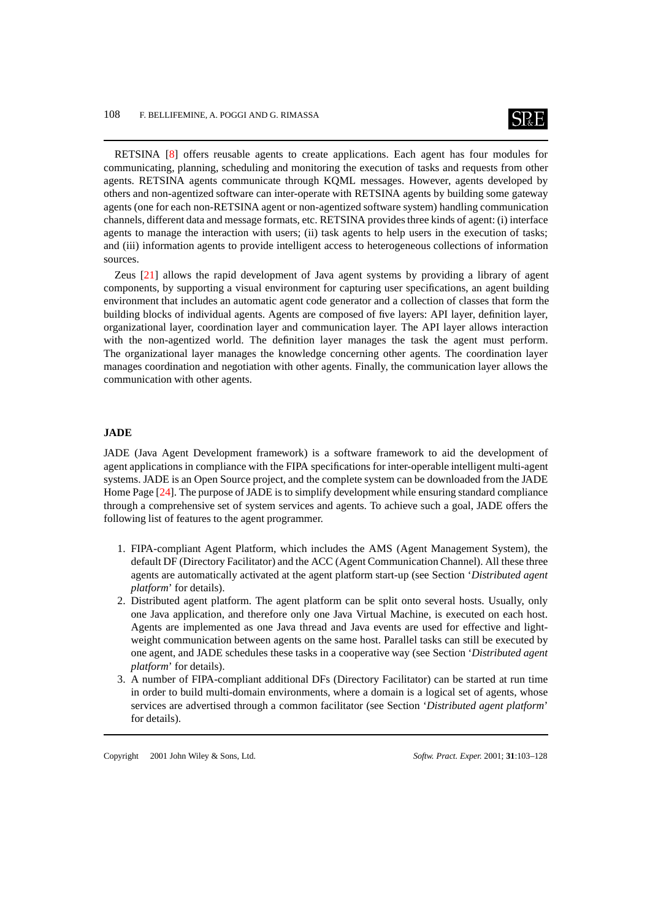RETSINA [8] offers reusable agents to create applications. Each agent has four modules for communicating, planning, scheduling and monitoring the execution of tasks and requests from other agents. RETSINA agents communicate through KQML messages. However, agents developed by others and non-agentized software can inter-operate with RETSINA agents by building some gateway agents (one for each non-RETSINA agent or non-agentized software system) handling communication channels, different data and message formats, etc. RETSINA provides three kinds of agent: (i) interface agents to manage the interaction with users; (ii) task agents to help users in the execution of tasks; and (iii) information agents to provide intelligent access to heterogeneous collections of information sources.

Zeus [21] allows the rapid development of Java agent systems by providing a library of agent components, by supporting a visual environment for capturing user specifications, an agent building environment that includes an automatic agent code generator and a collection of classes that form the building blocks of individual agents. Agents are composed of five layers: API layer, definition layer, organizational layer, coordination layer and communication layer. The API layer allows interaction with the non-agentized world. The definition layer manages the task the agent must perform. The organizational layer manages the knowledge concerning other agents. The coordination layer manages coordination and negotiation with other agents. Finally, the communication layer allows the communication with other agents.

## JADE

JADE (Java Agent Development framework) is a software framework to aid the development of agent applications in compliance with the FIPA specifications for inter-operable intelligent multi-agent systems. JADE is an Open Source project, and the complete system can be downloaded from the JADE Home Page [24]. The purpose of JADE is to simplify development while ensuring standard compliance through a comprehensive set of system services and agents. To achieve such a goal, JADE offers the following list of features to the agent programmer.

1. FIPA-compliant Agent Platform, which includes the AMS (Agent Management System), the default DF (Directory Facilitator) and the ACC (Agent Communication Channel). All these three agents are automatically activated at the agent platform start-up (see Section '*Distributed agent platform*' for details).
2. Distributed agent platform. The agent platform can be split onto several hosts. Usually, only one Java application, and therefore only one Java Virtual Machine, is executed on each host. Agents are implemented as one Java thread and Java events are used for effective and light-weight communication between agents on the same host. Parallel tasks can still be executed by one agent, and JADE schedules these tasks in a cooperative way (see Section '*Distributed agent platform*' for details).
3. A number of FIPA-compliant additional DFs (Directory Facilitator) can be started at run time in order to build multi-domain environments, where a domain is a logical set of agents, whose services are advertised through a common facilitator (see Section '*Distributed agent platform*' for details).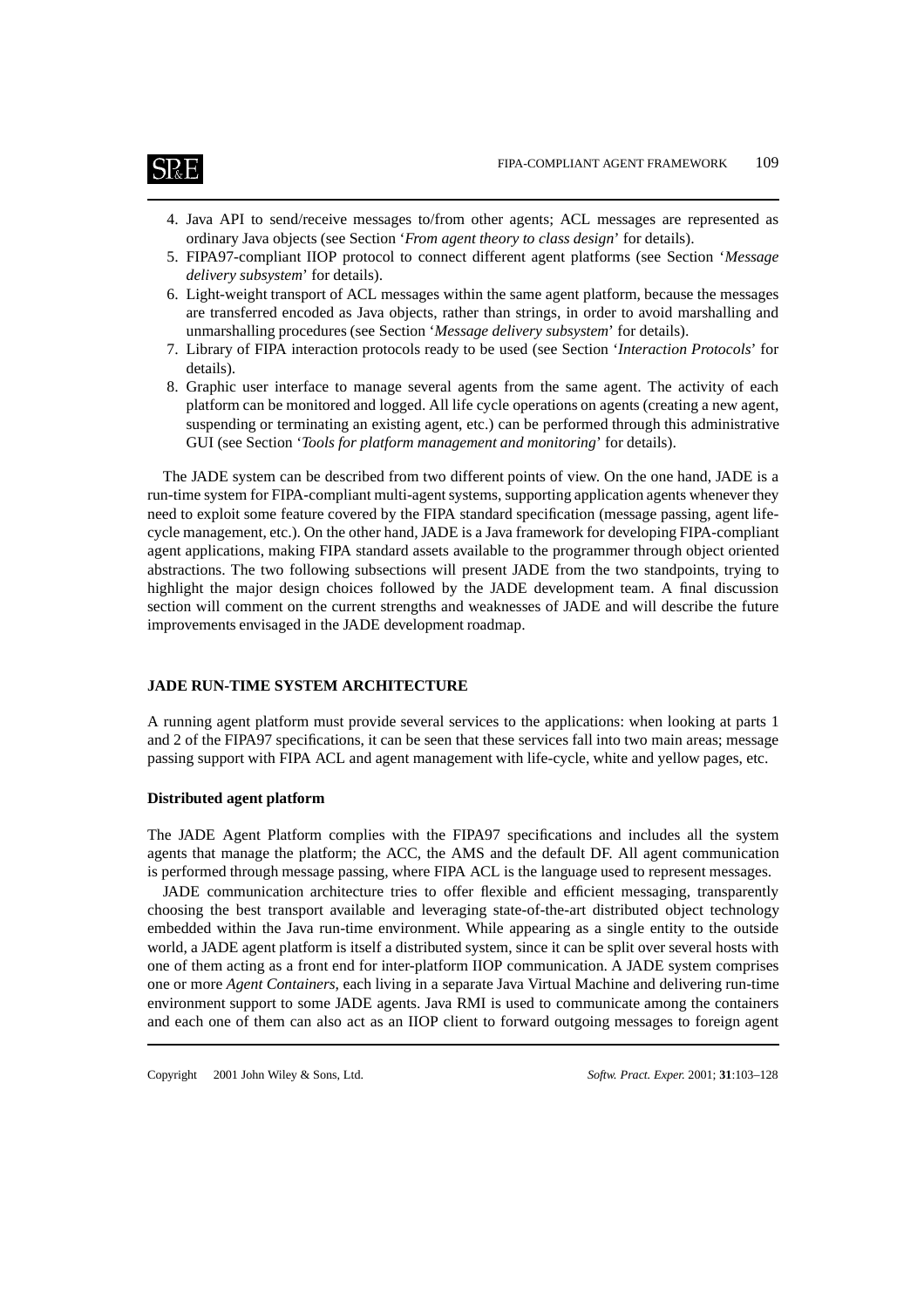4. Java API to send/receive messages to/from other agents; ACL messages are represented as ordinary Java objects (see Section '*From agent theory to class design*' for details).
5. FIPA97-compliant IIOP protocol to connect different agent platforms (see Section '*Message delivery subsystem*' for details).
6. Light-weight transport of ACL messages within the same agent platform, because the messages are transferred encoded as Java objects, rather than strings, in order to avoid marshalling and unmarshalling procedures (see Section '*Message delivery subsystem*' for details).
7. Library of FIPA interaction protocols ready to be used (see Section '*Interaction Protocols*' for details).
8. Graphic user interface to manage several agents from the same agent. The activity of each platform can be monitored and logged. All life cycle operations on agents (creating a new agent, suspending or terminating an existing agent, etc.) can be performed through this administrative GUI (see Section '*Tools for platform management and monitoring*' for details).

The JADE system can be described from two different points of view. On the one hand, JADE is a run-time system for FIPA-compliant multi-agent systems, supporting application agents whenever they need to exploit some feature covered by the FIPA standard specification (message passing, agent life-cycle management, etc.). On the other hand, JADE is a Java framework for developing FIPA-compliant agent applications, making FIPA standard assets available to the programmer through object oriented abstractions. The two following subsections will present JADE from the two standpoints, trying to highlight the major design choices followed by the JADE development team. A final discussion section will comment on the current strengths and weaknesses of JADE and will describe the future improvements envisaged in the JADE development roadmap.

## JADE RUN-TIME SYSTEM ARCHITECTURE

A running agent platform must provide several services to the applications: when looking at parts 1 and 2 of the FIPA97 specifications, it can be seen that these services fall into two main areas; message passing support with FIPA ACL and agent management with life-cycle, white and yellow pages, etc.

### Distributed agent platform

The JADE Agent Platform complies with the FIPA97 specifications and includes all the system agents that manage the platform; the ACC, the AMS and the default DF. All agent communication is performed through message passing, where FIPA ACL is the language used to represent messages.

JADE communication architecture tries to offer flexible and efficient messaging, transparently choosing the best transport available and leveraging state-of-the-art distributed object technology embedded within the Java run-time environment. While appearing as a single entity to the outside world, a JADE agent platform is itself a distributed system, since it can be split over several hosts with one of them acting as a front end for inter-platform IIOP communication. A JADE system comprises one or more *Agent Containers*, each living in a separate Java Virtual Machine and delivering run-time environment support to some JADE agents. Java RMI is used to communicate among the containers and each one of them can also act as an IIOP client to forward outgoing messages to foreign agent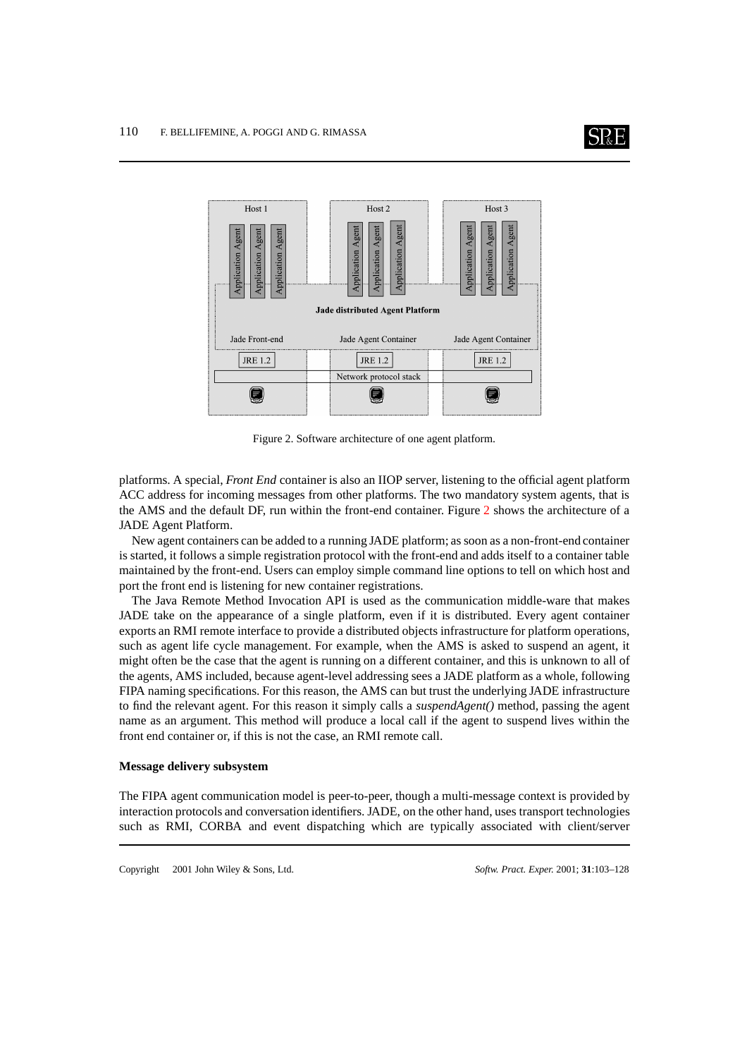Figure 2. Software architecture of one agent platform.

platforms. A special, *Front End* container is also an IIOP server, listening to the official agent platform ACC address for incoming messages from other platforms. The two mandatory system agents, that is the AMS and the default DF, run within the front-end container. Figure 2 shows the architecture of a JADE Agent Platform.

New agent containers can be added to a running JADE platform; as soon as a non-front-end container is started, it follows a simple registration protocol with the front-end and adds itself to a container table maintained by the front-end. Users can employ simple command line options to tell on which host and port the front end is listening for new container registrations.

The Java Remote Method Invocation API is used as the communication middle-ware that makes JADE take on the appearance of a single platform, even if it is distributed. Every agent container exports an RMI remote interface to provide a distributed objects infrastructure for platform operations, such as agent life cycle management. For example, when the AMS is asked to suspend an agent, it might often be the case that the agent is running on a different container, and this is unknown to all of the agents, AMS included, because agent-level addressing sees a JADE platform as a whole, following FIPA naming specifications. For this reason, the AMS can but trust the underlying JADE infrastructure to find the relevant agent. For this reason it simply calls a *suspendAgent()* method, passing the agent name as an argument. This method will produce a local call if the agent to suspend lives within the front end container or, if this is not the case, an RMI remote call.

### Message delivery subsystem

The FIPA agent communication model is peer-to-peer, though a multi-message context is provided by interaction protocols and conversation identifiers. JADE, on the other hand, uses transport technologies such as RMI, CORBA and event dispatching which are typically associated with client/server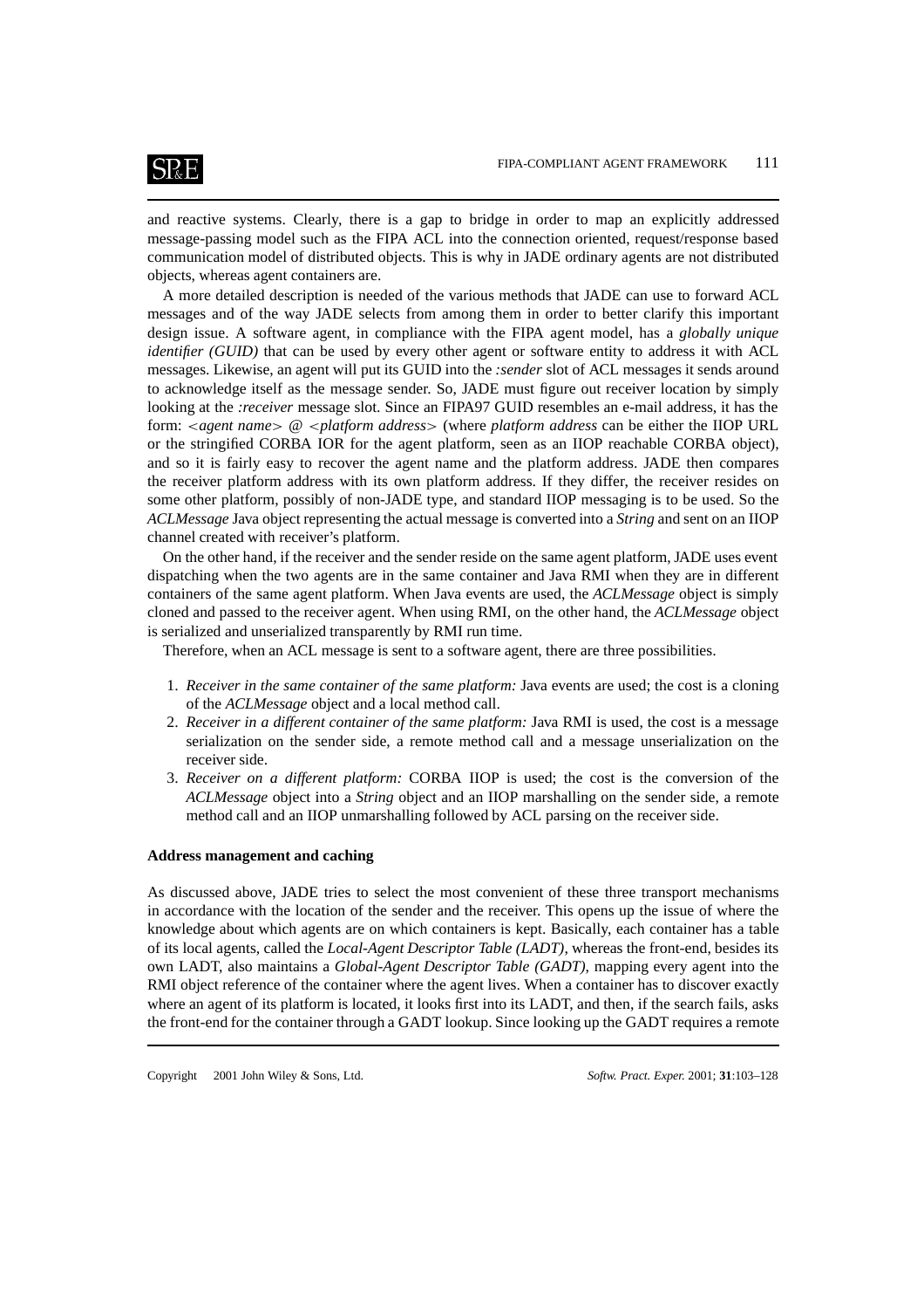and reactive systems. Clearly, there is a gap to bridge in order to map an explicitly addressed message-passing model such as the FIPA ACL into the connection oriented, request/response based communication model of distributed objects. This is why in JADE ordinary agents are not distributed objects, whereas agent containers are.

A more detailed description is needed of the various methods that JADE can use to forward ACL messages and of the way JADE selects from among them in order to better clarify this important design issue. A software agent, in compliance with the FIPA agent model, has a *globally unique identifier (GUID)* that can be used by every other agent or software entity to address it with ACL messages. Likewise, an agent will put its GUID into the *:sender* slot of ACL messages it sends around to acknowledge itself as the message sender. So, JADE must figure out receiver location by simply looking at the *:receiver* message slot. Since an FIPA97 GUID resembles an e-mail address, it has the form: <*agent name*> @ <*platform address*> (where *platform address* can be either the IIOP URL or the stringified CORBA IOR for the agent platform, seen as an IIOP reachable CORBA object), and so it is fairly easy to recover the agent name and the platform address. JADE then compares the receiver platform address with its own platform address. If they differ, the receiver resides on some other platform, possibly of non-JADE type, and standard IIOP messaging is to be used. So the *ACLMessage* Java object representing the actual message is converted into a *String* and sent on an IIOP channel created with receiver's platform.

On the other hand, if the receiver and the sender reside on the same agent platform, JADE uses event dispatching when the two agents are in the same container and Java RMI when they are in different containers of the same agent platform. When Java events are used, the *ACLMessage* object is simply cloned and passed to the receiver agent. When using RMI, on the other hand, the *ACLMessage* object is serialized and unserialized transparently by RMI run time.

Therefore, when an ACL message is sent to a software agent, there are three possibilities.

1. *Receiver in the same container of the same platform:* Java events are used; the cost is a cloning of the *ACLMessage* object and a local method call.
2. *Receiver in a different container of the same platform:* Java RMI is used, the cost is a message serialization on the sender side, a remote method call and a message unserialization on the receiver side.
3. *Receiver on a different platform:* CORBA IIOP is used; the cost is the conversion of the *ACLMessage* object into a *String* object and an IIOP marshalling on the sender side, a remote method call and an IIOP unmarshalling followed by ACL parsing on the receiver side.

**Address management and caching**

As discussed above, JADE tries to select the most convenient of these three transport mechanisms in accordance with the location of the sender and the receiver. This opens up the issue of where the knowledge about which agents are on which containers is kept. Basically, each container has a table of its local agents, called the *Local-Agent Descriptor Table (LADT)*, whereas the front-end, besides its own LADT, also maintains a *Global-Agent Descriptor Table (GADT)*, mapping every agent into the RMI object reference of the container where the agent lives. When a container has to discover exactly where an agent of its platform is located, it looks first into its LADT, and then, if the search fails, asks the front-end for the container through a GADT lookup. Since looking up the GADT requires a remote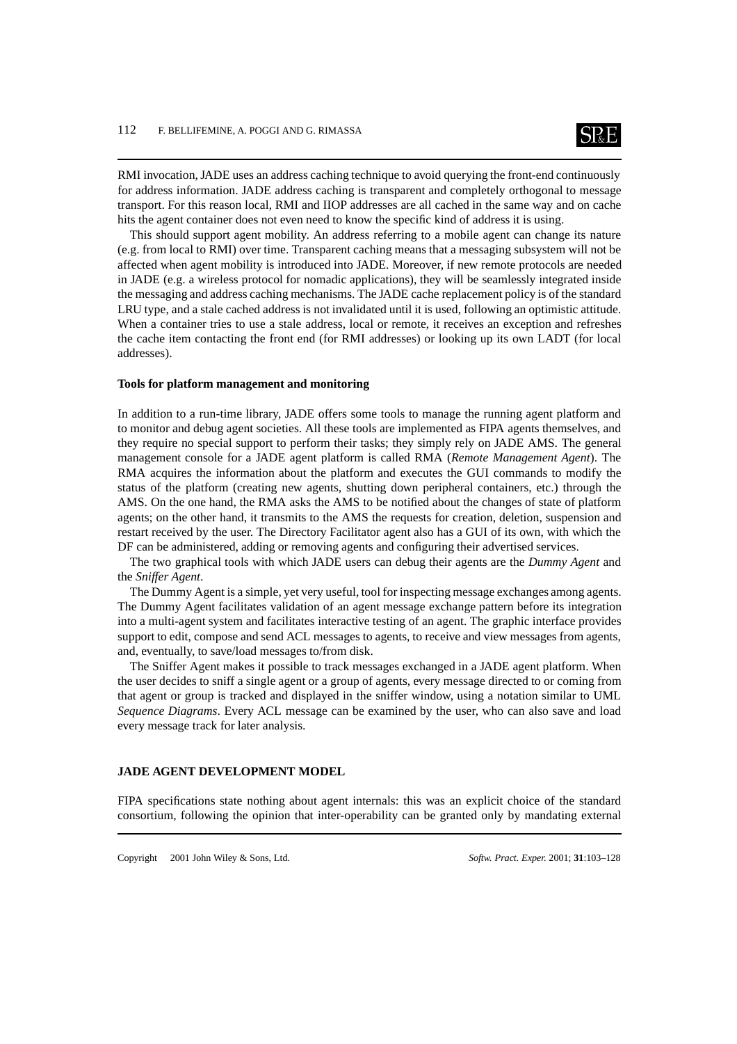RMI invocation, JADE uses an address caching technique to avoid querying the front-end continuously for address information. JADE address caching is transparent and completely orthogonal to message transport. For this reason local, RMI and IIOP addresses are all cached in the same way and on cache hits the agent container does not even need to know the specific kind of address it is using.

This should support agent mobility. An address referring to a mobile agent can change its nature (e.g. from local to RMI) over time. Transparent caching means that a messaging subsystem will not be affected when agent mobility is introduced into JADE. Moreover, if new remote protocols are needed in JADE (e.g. a wireless protocol for nomadic applications), they will be seamlessly integrated inside the messaging and address caching mechanisms. The JADE cache replacement policy is of the standard LRU type, and a stale cached address is not invalidated until it is used, following an optimistic attitude. When a container tries to use a stale address, local or remote, it receives an exception and refreshes the cache item contacting the front end (for RMI addresses) or looking up its own LADT (for local addresses).

### Tools for platform management and monitoring

In addition to a run-time library, JADE offers some tools to manage the running agent platform and to monitor and debug agent societies. All these tools are implemented as FIPA agents themselves, and they require no special support to perform their tasks; they simply rely on JADE AMS. The general management console for a JADE agent platform is called RMA (*Remote Management Agent*). The RMA acquires the information about the platform and executes the GUI commands to modify the status of the platform (creating new agents, shutting down peripheral containers, etc.) through the AMS. On the one hand, the RMA asks the AMS to be notified about the changes of state of platform agents; on the other hand, it transmits to the AMS the requests for creation, deletion, suspension and restart received by the user. The Directory Facilitator agent also has a GUI of its own, with which the DF can be administered, adding or removing agents and configuring their advertised services.

The two graphical tools with which JADE users can debug their agents are the *Dummy Agent* and the *Sniffer Agent*.

The Dummy Agent is a simple, yet very useful, tool for inspecting message exchanges among agents. The Dummy Agent facilitates validation of an agent message exchange pattern before its integration into a multi-agent system and facilitates interactive testing of an agent. The graphic interface provides support to edit, compose and send ACL messages to agents, to receive and view messages from agents, and, eventually, to save/load messages to/from disk.

The Sniffer Agent makes it possible to track messages exchanged in a JADE agent platform. When the user decides to sniff a single agent or a group of agents, every message directed to or coming from that agent or group is tracked and displayed in the sniffer window, using a notation similar to UML *Sequence Diagrams*. Every ACL message can be examined by the user, who can also save and load every message track for later analysis.

## JADE AGENT DEVELOPMENT MODEL

FIPA specifications state nothing about agent internals: this was an explicit choice of the standard consortium, following the opinion that inter-operability can be granted only by mandating external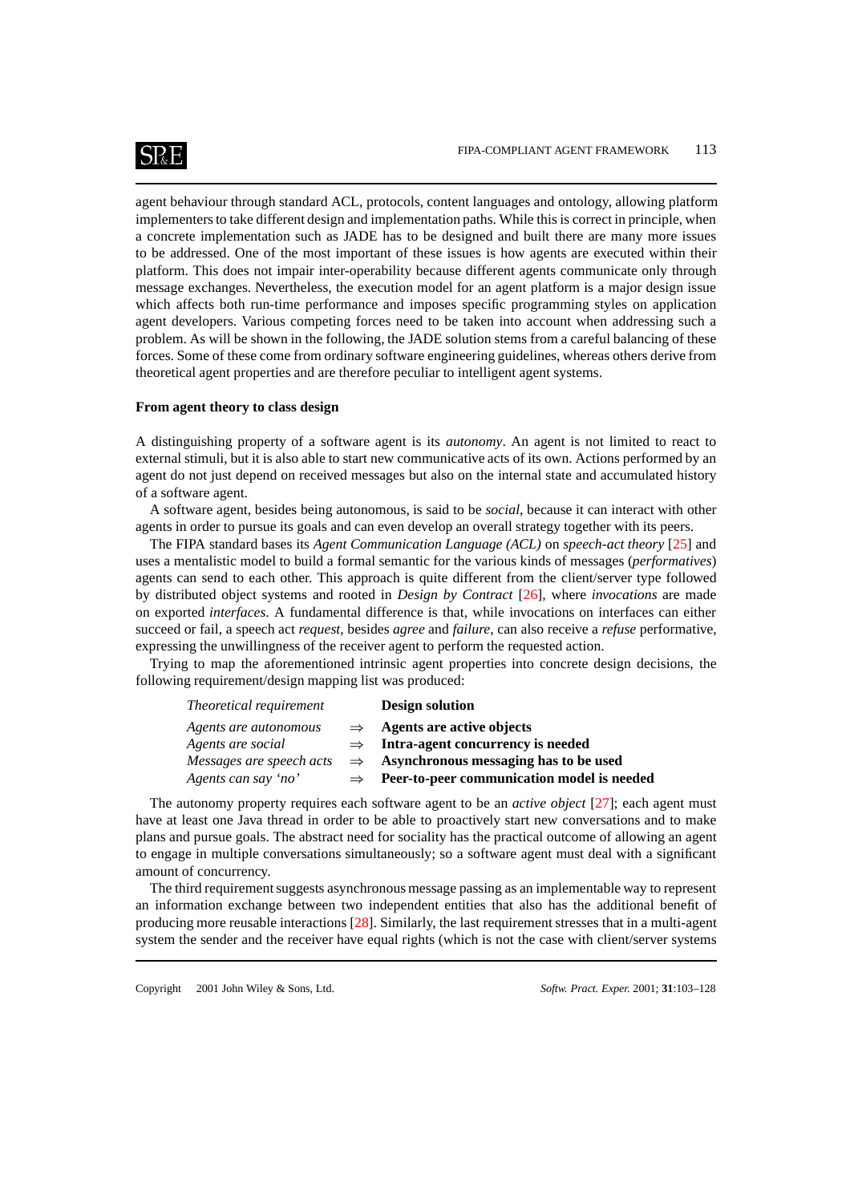agent behaviour through standard ACL, protocols, content languages and ontology, allowing platform implementers to take different design and implementation paths. While this is correct in principle, when a concrete implementation such as JADE has to be designed and built there are many more issues to be addressed. One of the most important of these issues is how agents are executed within their platform. This does not impair inter-operability because different agents communicate only through message exchanges. Nevertheless, the execution model for an agent platform is a major design issue which affects both run-time performance and imposes specific programming styles on application agent developers. Various competing forces need to be taken into account when addressing such a problem. As will be shown in the following, the JADE solution stems from a careful balancing of these forces. Some of these come from ordinary software engineering guidelines, whereas others derive from theoretical agent properties and are therefore peculiar to intelligent agent systems.

### From agent theory to class design

A distinguishing property of a software agent is its *autonomy*. An agent is not limited to react to external stimuli, but it is also able to start new communicative acts of its own. Actions performed by an agent do not just depend on received messages but also on the internal state and accumulated history of a software agent.

A software agent, besides being autonomous, is said to be *social*, because it can interact with other agents in order to pursue its goals and can even develop an overall strategy together with its peers.

The FIPA standard bases its *Agent Communication Language (ACL)* on *speech-act theory* [25] and uses a mentalistic model to build a formal semantic for the various kinds of messages (*performatives*) agents can send to each other. This approach is quite different from the client/server type followed by distributed object systems and rooted in *Design by Contract* [26], where *invocations* are made on exported *interfaces*. A fundamental difference is that, while invocations on interfaces can either succeed or fail, a speech act *request*, besides *agree* and *failure*, can also receive a *refuse* performative, expressing the unwillingness of the receiver agent to perform the requested action.

Trying to map the aforementioned intrinsic agent properties into concrete design decisions, the following requirement/design mapping list was produced:

| *Theoretical requirement* | | **Design solution** |
|---|---|---|
| *Agents are autonomous* | $\Rightarrow$ | **Agents are active objects** |
| *Agents are social* | $\Rightarrow$ | **Intra-agent concurrency is needed** |
| *Messages are speech acts* | $\Rightarrow$ | **Asynchronous messaging has to be used** |
| *Agents can say 'no'* | $\Rightarrow$ | **Peer-to-peer communication model is needed** |

The autonomy property requires each software agent to be an *active object* [27]; each agent must have at least one Java thread in order to be able to proactively start new conversations and to make plans and pursue goals. The abstract need for sociality has the practical outcome of allowing an agent to engage in multiple conversations simultaneously; so a software agent must deal with a significant amount of concurrency.

The third requirement suggests asynchronous message passing as an implementable way to represent an information exchange between two independent entities that also has the additional benefit of producing more reusable interactions [28]. Similarly, the last requirement stresses that in a multi-agent system the sender and the receiver have equal rights (which is not the case with client/server systems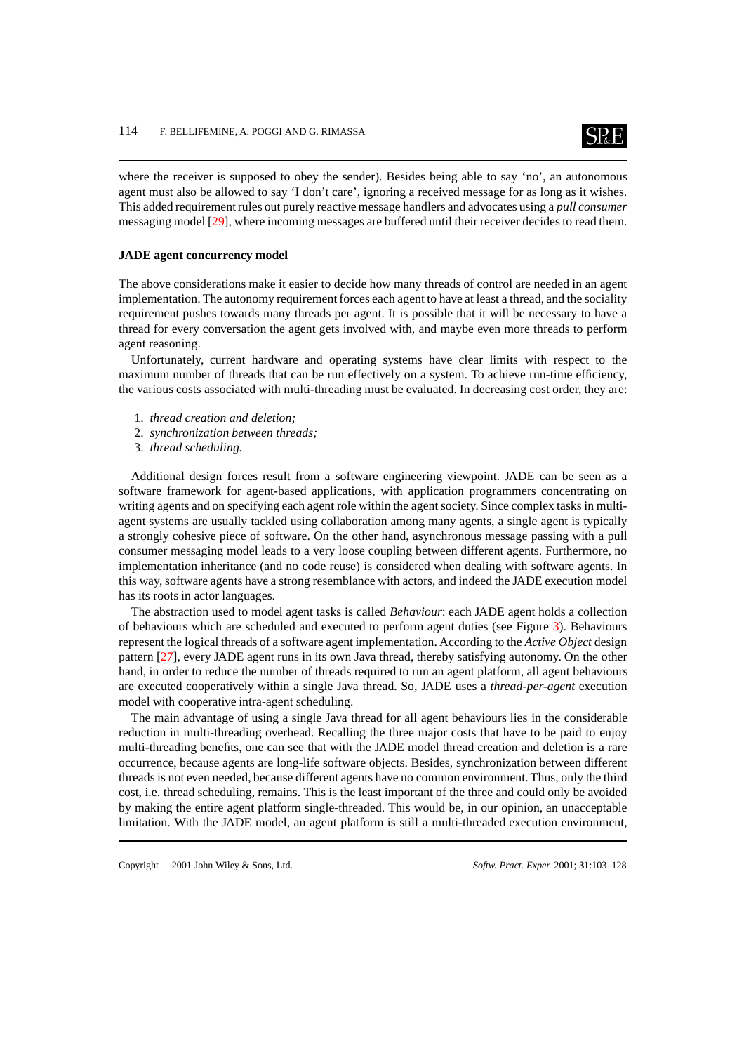where the receiver is supposed to obey the sender). Besides being able to say 'no', an autonomous agent must also be allowed to say 'I don't care', ignoring a received message for as long as it wishes. This added requirement rules out purely reactive message handlers and advocates using a *pull consumer* messaging model [29], where incoming messages are buffered until their receiver decides to read them.

### JADE agent concurrency model

The above considerations make it easier to decide how many threads of control are needed in an agent implementation. The autonomy requirement forces each agent to have at least a thread, and the sociality requirement pushes towards many threads per agent. It is possible that it will be necessary to have a thread for every conversation the agent gets involved with, and maybe even more threads to perform agent reasoning.

Unfortunately, current hardware and operating systems have clear limits with respect to the maximum number of threads that can be run effectively on a system. To achieve run-time efficiency, the various costs associated with multi-threading must be evaluated. In decreasing cost order, they are:

1. *thread creation and deletion;*
2. *synchronization between threads;*
3. *thread scheduling.*

Additional design forces result from a software engineering viewpoint. JADE can be seen as a software framework for agent-based applications, with application programmers concentrating on writing agents and on specifying each agent role within the agent society. Since complex tasks in multi-agent systems are usually tackled using collaboration among many agents, a single agent is typically a strongly cohesive piece of software. On the other hand, asynchronous message passing with a pull consumer messaging model leads to a very loose coupling between different agents. Furthermore, no implementation inheritance (and no code reuse) is considered when dealing with software agents. In this way, software agents have a strong resemblance with actors, and indeed the JADE execution model has its roots in actor languages.

The abstraction used to model agent tasks is called *Behaviour*: each JADE agent holds a collection of behaviours which are scheduled and executed to perform agent duties (see Figure 3). Behaviours represent the logical threads of a software agent implementation. According to the *Active Object* design pattern [27], every JADE agent runs in its own Java thread, thereby satisfying autonomy. On the other hand, in order to reduce the number of threads required to run an agent platform, all agent behaviours are executed cooperatively within a single Java thread. So, JADE uses a *thread-per-agent* execution model with cooperative intra-agent scheduling.

The main advantage of using a single Java thread for all agent behaviours lies in the considerable reduction in multi-threading overhead. Recalling the three major costs that have to be paid to enjoy multi-threading benefits, one can see that with the JADE model thread creation and deletion is a rare occurrence, because agents are long-life software objects. Besides, synchronization between different threads is not even needed, because different agents have no common environment. Thus, only the third cost, i.e. thread scheduling, remains. This is the least important of the three and could only be avoided by making the entire agent platform single-threaded. This would be, in our opinion, an unacceptable limitation. With the JADE model, an agent platform is still a multi-threaded execution environment,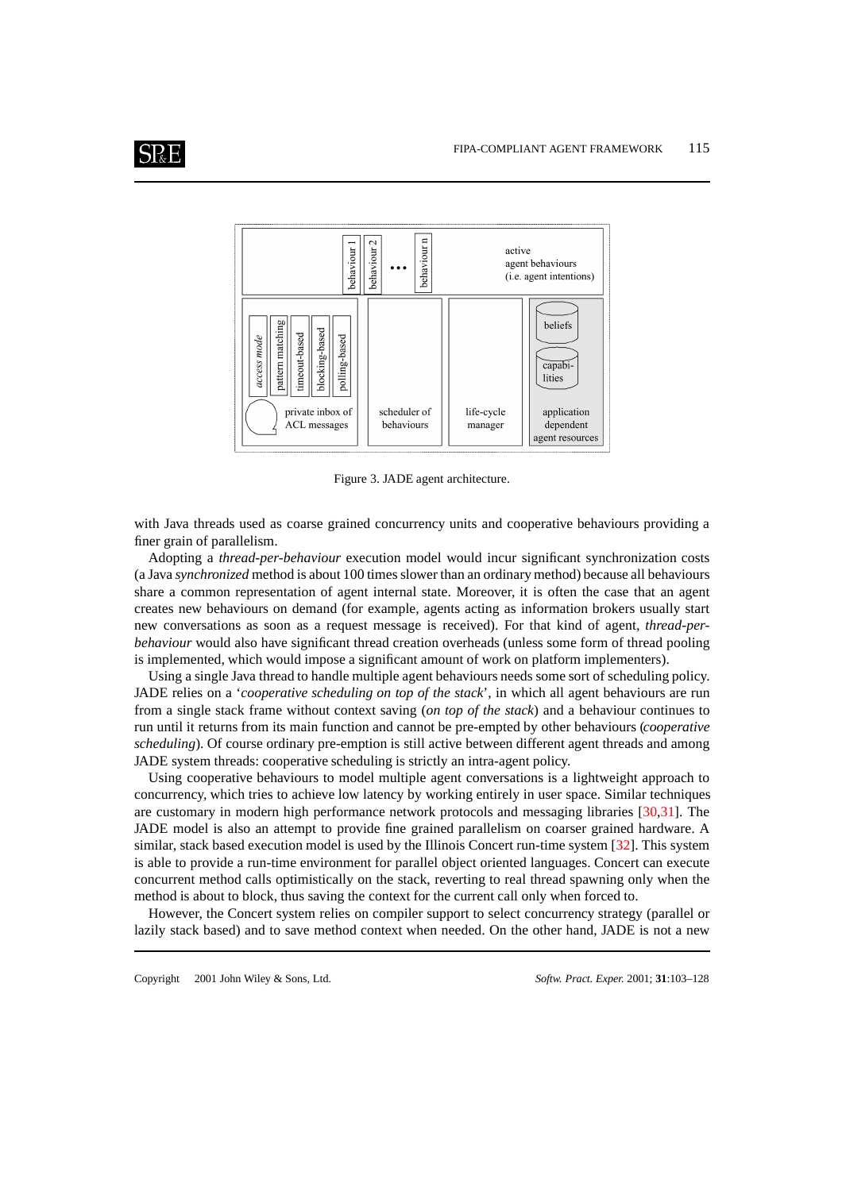active
agent behaviours
(i.e. agent intentions)

behaviour 1

behaviour 2

...

behaviour n

*access mode*

pattern matching

timeout-based

blocking-based

polling-based

private inbox of ACL messages

scheduler of behaviours

life-cycle manager

beliefs

capabi-lities

application dependent agent resources

Figure 3. JADE agent architecture.

with Java threads used as coarse grained concurrency units and cooperative behaviours providing a finer grain of parallelism.

Adopting a *thread-per-behaviour* execution model would incur significant synchronization costs (a Java *synchronized* method is about 100 times slower than an ordinary method) because all behaviours share a common representation of agent internal state. Moreover, it is often the case that an agent creates new behaviours on demand (for example, agents acting as information brokers usually start new conversations as soon as a request message is received). For that kind of agent, *thread-per-behaviour* would also have significant thread creation overheads (unless some form of thread pooling is implemented, which would impose a significant amount of work on platform implementers).

Using a single Java thread to handle multiple agent behaviours needs some sort of scheduling policy. JADE relies on a '*cooperative scheduling on top of the stack*', in which all agent behaviours are run from a single stack frame without context saving (*on top of the stack*) and a behaviour continues to run until it returns from its main function and cannot be pre-empted by other behaviours (*cooperative scheduling*). Of course ordinary pre-emption is still active between different agent threads and among JADE system threads: cooperative scheduling is strictly an intra-agent policy.

Using cooperative behaviours to model multiple agent conversations is a lightweight approach to concurrency, which tries to achieve low latency by working entirely in user space. Similar techniques are customary in modern high performance network protocols and messaging libraries [30,31]. The JADE model is also an attempt to provide fine grained parallelism on coarser grained hardware. A similar, stack based execution model is used by the Illinois Concert run-time system [32]. This system is able to provide a run-time environment for parallel object oriented languages. Concert can execute concurrent method calls optimistically on the stack, reverting to real thread spawning only when the method is about to block, thus saving the context for the current call only when forced to.

However, the Concert system relies on compiler support to select concurrency strategy (parallel or lazily stack based) and to save method context when needed. On the other hand, JADE is not a new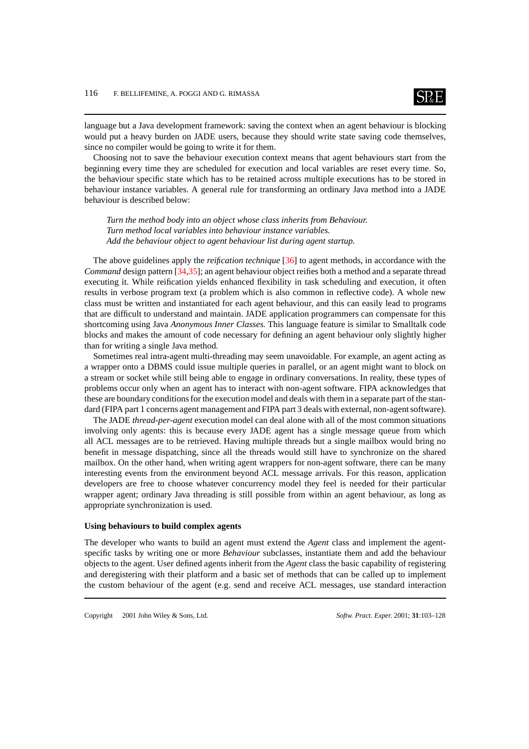language but a Java development framework: saving the context when an agent behaviour is blocking would put a heavy burden on JADE users, because they should write state saving code themselves, since no compiler would be going to write it for them.

Choosing not to save the behaviour execution context means that agent behaviours start from the beginning every time they are scheduled for execution and local variables are reset every time. So, the behaviour specific state which has to be retained across multiple executions has to be stored in behaviour instance variables. A general rule for transforming an ordinary Java method into a JADE behaviour is described below:

> *Turn the method body into an object whose class inherits from Behaviour.*
> *Turn method local variables into behaviour instance variables.*
> *Add the behaviour object to agent behaviour list during agent startup.*

The above guidelines apply the *reification technique* [36] to agent methods, in accordance with the *Command* design pattern [34,35]; an agent behaviour object reifies both a method and a separate thread executing it. While reification yields enhanced flexibility in task scheduling and execution, it often results in verbose program text (a problem which is also common in reflective code). A whole new class must be written and instantiated for each agent behaviour, and this can easily lead to programs that are difficult to understand and maintain. JADE application programmers can compensate for this shortcoming using Java *Anonymous Inner Classes.* This language feature is similar to Smalltalk code blocks and makes the amount of code necessary for defining an agent behaviour only slightly higher than for writing a single Java method.

Sometimes real intra-agent multi-threading may seem unavoidable. For example, an agent acting as a wrapper onto a DBMS could issue multiple queries in parallel, or an agent might want to block on a stream or socket while still being able to engage in ordinary conversations. In reality, these types of problems occur only when an agent has to interact with non-agent software. FIPA acknowledges that these are boundary conditions for the execution model and deals with them in a separate part of the standard (FIPA part 1 concerns agent management and FIPA part 3 deals with external, non-agent software).

The JADE *thread-per-agent* execution model can deal alone with all of the most common situations involving only agents: this is because every JADE agent has a single message queue from which all ACL messages are to be retrieved. Having multiple threads but a single mailbox would bring no benefit in message dispatching, since all the threads would still have to synchronize on the shared mailbox. On the other hand, when writing agent wrappers for non-agent software, there can be many interesting events from the environment beyond ACL message arrivals. For this reason, application developers are free to choose whatever concurrency model they feel is needed for their particular wrapper agent; ordinary Java threading is still possible from within an agent behaviour, as long as appropriate synchronization is used.

**Using behaviours to build complex agents**

The developer who wants to build an agent must extend the *Agent* class and implement the agent-specific tasks by writing one or more *Behaviour* subclasses, instantiate them and add the behaviour objects to the agent. User defined agents inherit from the *Agent* class the basic capability of registering and deregistering with their platform and a basic set of methods that can be called up to implement the custom behaviour of the agent (e.g. send and receive ACL messages, use standard interaction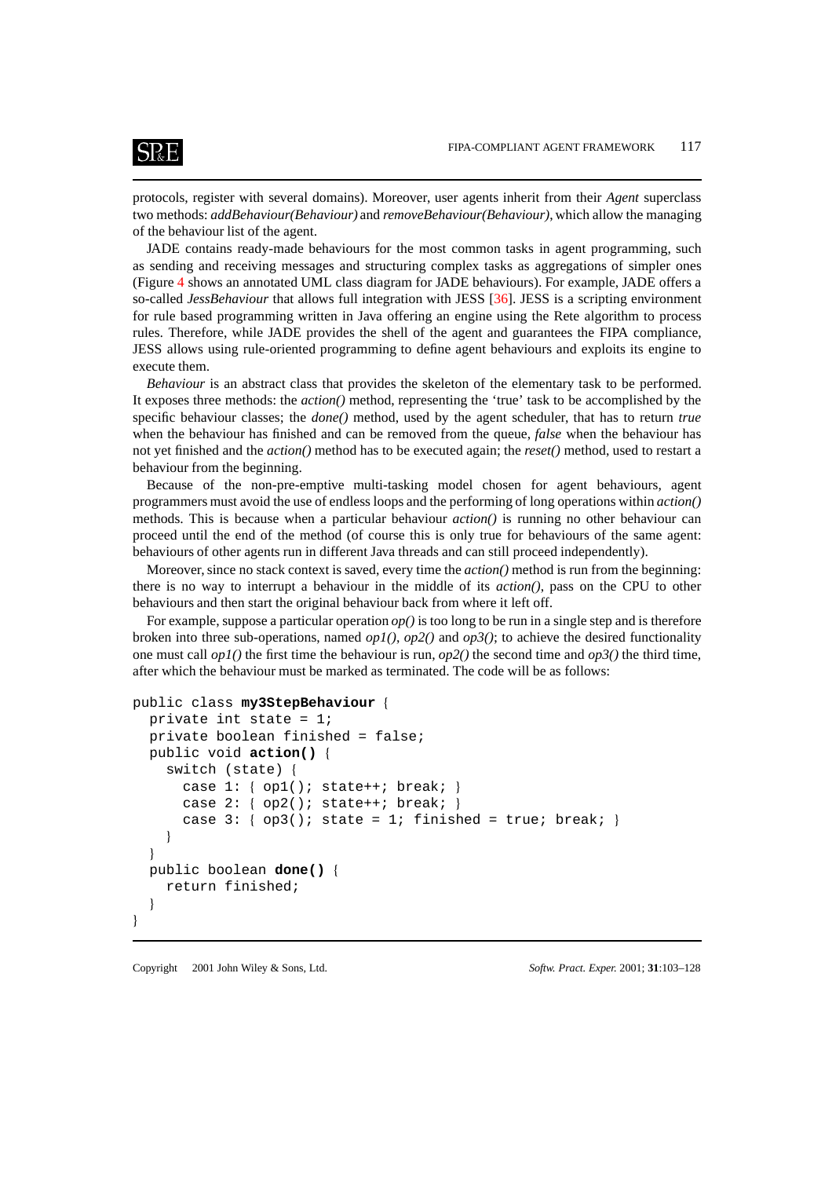protocols, register with several domains). Moreover, user agents inherit from their *Agent* superclass two methods: *addBehaviour(Behaviour)* and *removeBehaviour(Behaviour)*, which allow the managing of the behaviour list of the agent.

JADE contains ready-made behaviours for the most common tasks in agent programming, such as sending and receiving messages and structuring complex tasks as aggregations of simpler ones (Figure 4 shows an annotated UML class diagram for JADE behaviours). For example, JADE offers a so-called *JessBehaviour* that allows full integration with JESS [36]. JESS is a scripting environment for rule based programming written in Java offering an engine using the Rete algorithm to process rules. Therefore, while JADE provides the shell of the agent and guarantees the FIPA compliance, JESS allows using rule-oriented programming to define agent behaviours and exploits its engine to execute them.

*Behaviour* is an abstract class that provides the skeleton of the elementary task to be performed. It exposes three methods: the *action()* method, representing the 'true' task to be accomplished by the specific behaviour classes; the *done()* method, used by the agent scheduler, that has to return *true* when the behaviour has finished and can be removed from the queue, *false* when the behaviour has not yet finished and the *action()* method has to be executed again; the *reset()* method, used to restart a behaviour from the beginning.

Because of the non-pre-emptive multi-tasking model chosen for agent behaviours, agent programmers must avoid the use of endless loops and the performing of long operations within *action()* methods. This is because when a particular behaviour *action()* is running no other behaviour can proceed until the end of the method (of course this is only true for behaviours of the same agent: behaviours of other agents run in different Java threads and can still proceed independently).

Moreover, since no stack context is saved, every time the *action()* method is run from the beginning: there is no way to interrupt a behaviour in the middle of its *action()*, pass on the CPU to other behaviours and then start the original behaviour back from where it left off.

For example, suppose a particular operation *op()* is too long to be run in a single step and is therefore broken into three sub-operations, named *op1()*, *op2()* and *op3()*; to achieve the desired functionality one must call *op1()* the first time the behaviour is run, *op2()* the second time and *op3()* the third time, after which the behaviour must be marked as terminated. The code will be as follows:

```
public class my3StepBehaviour {
  private int state = 1;
  private boolean finished = false;
  public void action() {
    switch (state) {
      case 1: { op1(); state++; break; }
      case 2: { op2(); state++; break; }
      case 3: { op3(); state = 1; finished = true; break; }
    }
  }
  public boolean done() {
    return finished;
  }
}
```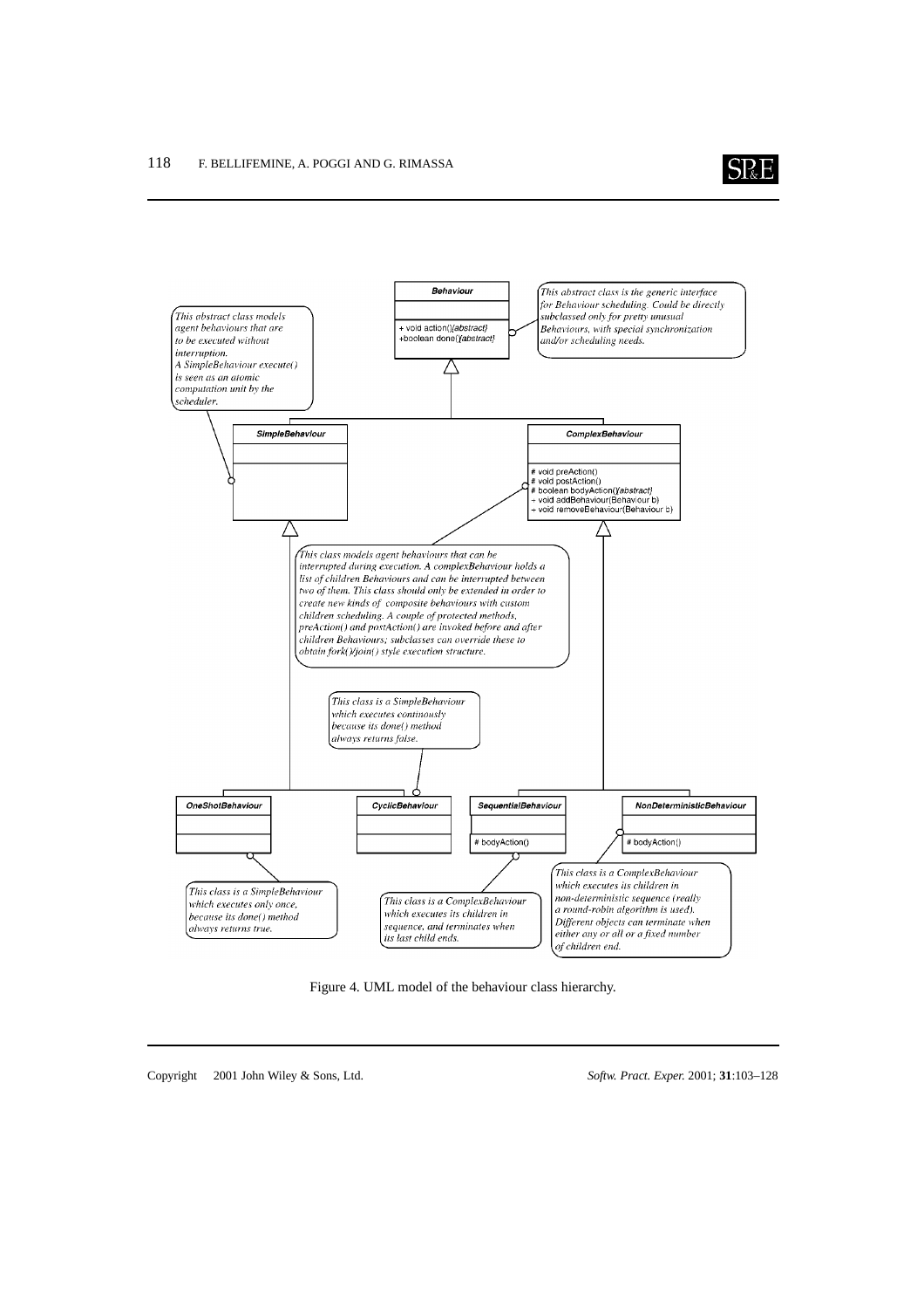**Behaviour**

- + void action(){abstract}
- +boolean done(){abstract}

*This abstract class is the generic interface for Behaviour scheduling. Could be directly subclassed only for pretty unusual Behaviours, with special synchronization and/or scheduling needs.*

**SimpleBehaviour**

*This abstract class models agent behaviours that are to be executed without interruption. A SimpleBehaviour execute() is seen as an atomic computation unit by the scheduler.*

**ComplexBehaviour**

- # void preAction()
- # void postAction()
- # boolean bodyAction(){abstract}
- + void addBehaviour(Behaviour b)
- + void removeBehaviour(Behaviour b)

*This class models agent behaviours that can be interrupted during execution. A complexBehaviour holds a list of children Behaviours and can be interrupted between two of them. This class should only be extended in order to create new kinds of composite behaviours with custom children scheduling. A couple of protected methods, preAction() and postAction() are invoked before and after children Behaviours; subclasses can override these to obtain fork()/join() style execution structure.*

**OneShotBehaviour**

*This class is a SimpleBehaviour which executes only once, because its done() method always returns true.*

**CyclicBehaviour**

*This class is a SimpleBehaviour which executes continously because its done() method always returns false.*

**SequentialBehaviour**

- # bodyAction()

*This class is a ComplexBehaviour which executes its children in sequence, and terminates when its last child ends.*

**NonDeterministicBehaviour**

- # bodyAction()

*This class is a ComplexBehaviour which executes its children in non-deterministic sequence (really a round-robin algorithm is used). Different objects can terminate when either any or all or a fixed number of children end.*

Figure 4. UML model of the behaviour class hierarchy.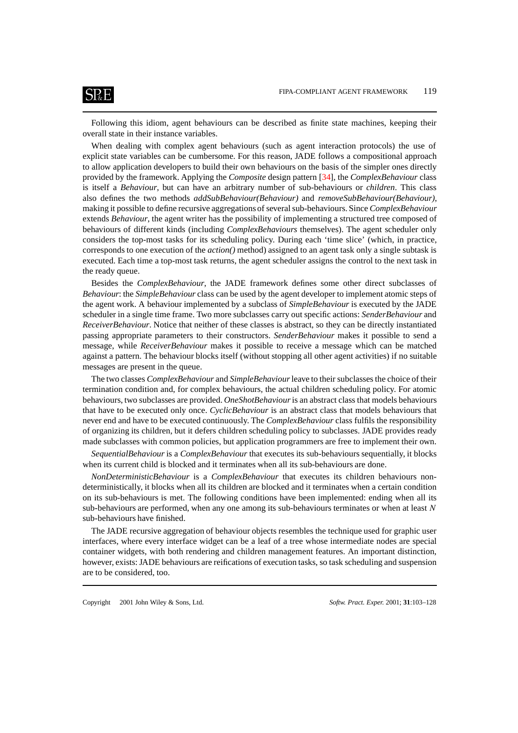Following this idiom, agent behaviours can be described as finite state machines, keeping their overall state in their instance variables.

When dealing with complex agent behaviours (such as agent interaction protocols) the use of explicit state variables can be cumbersome. For this reason, JADE follows a compositional approach to allow application developers to build their own behaviours on the basis of the simpler ones directly provided by the framework. Applying the *Composite* design pattern [34], the *ComplexBehaviour* class is itself a *Behaviour*, but can have an arbitrary number of sub-behaviours or *children*. This class also defines the two methods *addSubBehaviour(Behaviour)* and *removeSubBehaviour(Behaviour)*, making it possible to define recursive aggregations of several sub-behaviours. Since *ComplexBehaviour* extends *Behaviour*, the agent writer has the possibility of implementing a structured tree composed of behaviours of different kinds (including *ComplexBehaviours* themselves). The agent scheduler only considers the top-most tasks for its scheduling policy. During each 'time slice' (which, in practice, corresponds to one execution of the *action()* method) assigned to an agent task only a single subtask is executed. Each time a top-most task returns, the agent scheduler assigns the control to the next task in the ready queue.

Besides the *ComplexBehaviour*, the JADE framework defines some other direct subclasses of *Behaviour*: the *SimpleBehaviour* class can be used by the agent developer to implement atomic steps of the agent work. A behaviour implemented by a subclass of *SimpleBehaviour* is executed by the JADE scheduler in a single time frame. Two more subclasses carry out specific actions: *SenderBehaviour* and *ReceiverBehaviour*. Notice that neither of these classes is abstract, so they can be directly instantiated passing appropriate parameters to their constructors. *SenderBehaviour* makes it possible to send a message, while *ReceiverBehaviour* makes it possible to receive a message which can be matched against a pattern. The behaviour blocks itself (without stopping all other agent activities) if no suitable messages are present in the queue.

The two classes *ComplexBehaviour* and *SimpleBehaviour* leave to their subclasses the choice of their termination condition and, for complex behaviours, the actual children scheduling policy. For atomic behaviours, two subclasses are provided. *OneShotBehaviour* is an abstract class that models behaviours that have to be executed only once. *CyclicBehaviour* is an abstract class that models behaviours that never end and have to be executed continuously. The *ComplexBehaviour* class fulfils the responsibility of organizing its children, but it defers children scheduling policy to subclasses. JADE provides ready made subclasses with common policies, but application programmers are free to implement their own.

*SequentialBehaviour* is a *ComplexBehaviour* that executes its sub-behaviours sequentially, it blocks when its current child is blocked and it terminates when all its sub-behaviours are done.

*NonDeterministicBehaviour* is a *ComplexBehaviour* that executes its children behaviours non-deterministically, it blocks when all its children are blocked and it terminates when a certain condition on its sub-behaviours is met. The following conditions have been implemented: ending when all its sub-behaviours are performed, when any one among its sub-behaviours terminates or when at least $N$ sub-behaviours have finished.

The JADE recursive aggregation of behaviour objects resembles the technique used for graphic user interfaces, where every interface widget can be a leaf of a tree whose intermediate nodes are special container widgets, with both rendering and children management features. An important distinction, however, exists: JADE behaviours are reifications of execution tasks, so task scheduling and suspension are to be considered, too.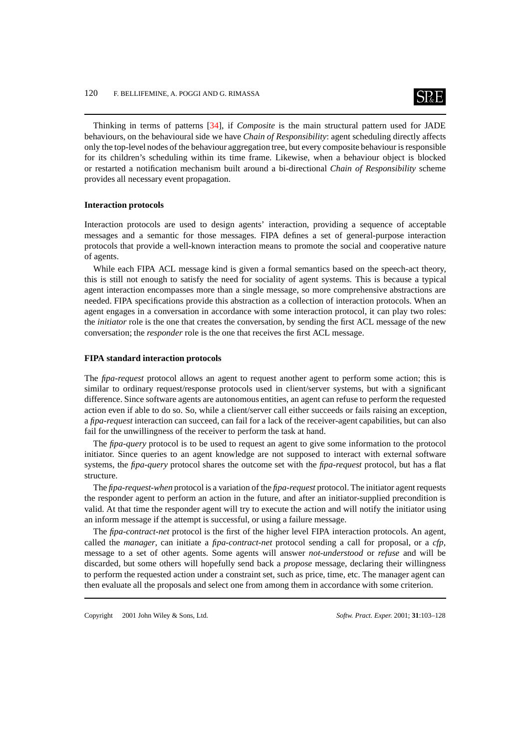Thinking in terms of patterns [34], if *Composite* is the main structural pattern used for JADE behaviours, on the behavioural side we have *Chain of Responsibility*: agent scheduling directly affects only the top-level nodes of the behaviour aggregation tree, but every composite behaviour is responsible for its children's scheduling within its time frame. Likewise, when a behaviour object is blocked or restarted a notification mechanism built around a bi-directional *Chain of Responsibility* scheme provides all necessary event propagation.

**Interaction protocols**

Interaction protocols are used to design agents' interaction, providing a sequence of acceptable messages and a semantic for those messages. FIPA defines a set of general-purpose interaction protocols that provide a well-known interaction means to promote the social and cooperative nature of agents.

While each FIPA ACL message kind is given a formal semantics based on the speech-act theory, this is still not enough to satisfy the need for sociality of agent systems. This is because a typical agent interaction encompasses more than a single message, so more comprehensive abstractions are needed. FIPA specifications provide this abstraction as a collection of interaction protocols. When an agent engages in a conversation in accordance with some interaction protocol, it can play two roles: the *initiator* role is the one that creates the conversation, by sending the first ACL message of the new conversation; the *responder* role is the one that receives the first ACL message.

**FIPA standard interaction protocols**

The *fipa-request* protocol allows an agent to request another agent to perform some action; this is similar to ordinary request/response protocols used in client/server systems, but with a significant difference. Since software agents are autonomous entities, an agent can refuse to perform the requested action even if able to do so. So, while a client/server call either succeeds or fails raising an exception, a *fipa-request* interaction can succeed, can fail for a lack of the receiver-agent capabilities, but can also fail for the unwillingness of the receiver to perform the task at hand.

The *fipa-query* protocol is to be used to request an agent to give some information to the protocol initiator. Since queries to an agent knowledge are not supposed to interact with external software systems, the *fipa-query* protocol shares the outcome set with the *fipa-request* protocol, but has a flat structure.

The *fipa-request-when* protocol is a variation of the *fipa-request* protocol. The initiator agent requests the responder agent to perform an action in the future, and after an initiator-supplied precondition is valid. At that time the responder agent will try to execute the action and will notify the initiator using an inform message if the attempt is successful, or using a failure message.

The *fipa-contract-net* protocol is the first of the higher level FIPA interaction protocols. An agent, called the *manager*, can initiate a *fipa-contract-net* protocol sending a call for proposal, or a *cfp*, message to a set of other agents. Some agents will answer *not-understood* or *refuse* and will be discarded, but some others will hopefully send back a *propose* message, declaring their willingness to perform the requested action under a constraint set, such as price, time, etc. The manager agent can then evaluate all the proposals and select one from among them in accordance with some criterion.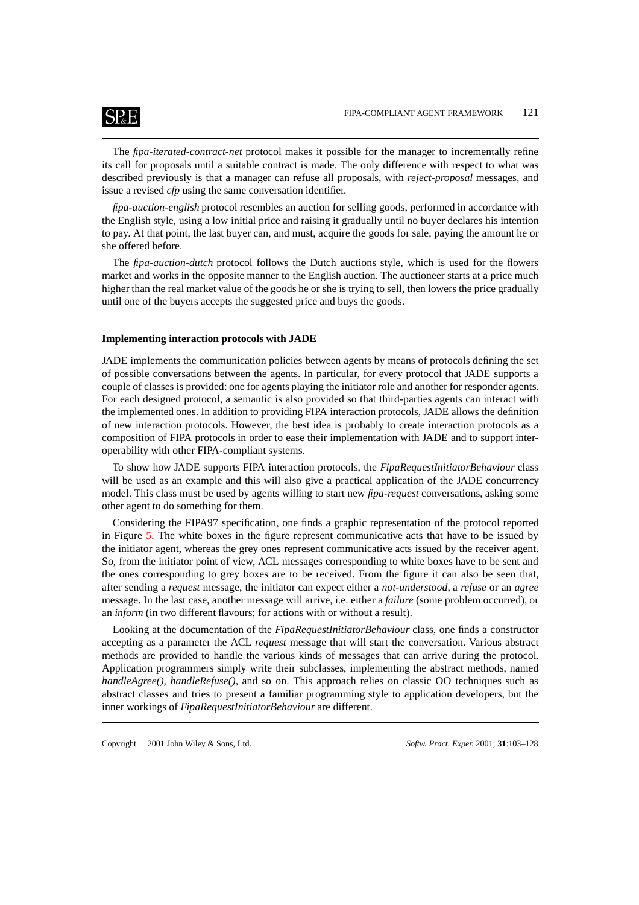The *fipa-iterated-contract-net* protocol makes it possible for the manager to incrementally refine its call for proposals until a suitable contract is made. The only difference with respect to what was described previously is that a manager can refuse all proposals, with *reject-proposal* messages, and issue a revised *cfp* using the same conversation identifier.

*fipa-auction-english* protocol resembles an auction for selling goods, performed in accordance with the English style, using a low initial price and raising it gradually until no buyer declares his intention to pay. At that point, the last buyer can, and must, acquire the goods for sale, paying the amount he or she offered before.

The *fipa-auction-dutch* protocol follows the Dutch auctions style, which is used for the flowers market and works in the opposite manner to the English auction. The auctioneer starts at a price much higher than the real market value of the goods he or she is trying to sell, then lowers the price gradually until one of the buyers accepts the suggested price and buys the goods.

### Implementing interaction protocols with JADE

JADE implements the communication policies between agents by means of protocols defining the set of possible conversations between the agents. In particular, for every protocol that JADE supports a couple of classes is provided: one for agents playing the initiator role and another for responder agents. For each designed protocol, a semantic is also provided so that third-parties agents can interact with the implemented ones. In addition to providing FIPA interaction protocols, JADE allows the definition of new interaction protocols. However, the best idea is probably to create interaction protocols as a composition of FIPA protocols in order to ease their implementation with JADE and to support interoperability with other FIPA-compliant systems.

To show how JADE supports FIPA interaction protocols, the *FipaRequestInitiatorBehaviour* class will be used as an example and this will also give a practical application of the JADE concurrency model. This class must be used by agents willing to start new *fipa-request* conversations, asking some other agent to do something for them.

Considering the FIPA97 specification, one finds a graphic representation of the protocol reported in Figure 5. The white boxes in the figure represent communicative acts that have to be issued by the initiator agent, whereas the grey ones represent communicative acts issued by the receiver agent. So, from the initiator point of view, ACL messages corresponding to white boxes have to be sent and the ones corresponding to grey boxes are to be received. From the figure it can also be seen that, after sending a *request* message, the initiator can expect either a *not-understood*, a *refuse* or an *agree* message. In the last case, another message will arrive, i.e. either a *failure* (some problem occurred), or an *inform* (in two different flavours; for actions with or without a result).

Looking at the documentation of the *FipaRequestInitiatorBehaviour* class, one finds a constructor accepting as a parameter the ACL *request* message that will start the conversation. Various abstract methods are provided to handle the various kinds of messages that can arrive during the protocol. Application programmers simply write their subclasses, implementing the abstract methods, named *handleAgree()*, *handleRefuse()*, and so on. This approach relies on classic OO techniques such as abstract classes and tries to present a familiar programming style to application developers, but the inner workings of *FipaRequestInitiatorBehaviour* are different.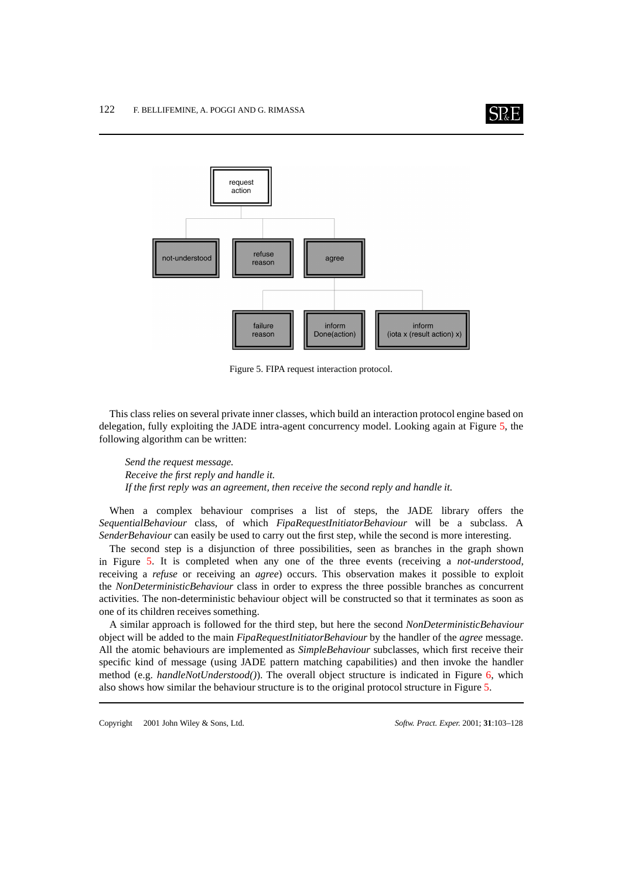Figure 5. FIPA request interaction protocol.

This class relies on several private inner classes, which build an interaction protocol engine based on delegation, fully exploiting the JADE intra-agent concurrency model. Looking again at Figure 5, the following algorithm can be written:

> *Send the request message.*
> *Receive the first reply and handle it.*
> *If the first reply was an agreement, then receive the second reply and handle it.*

When a complex behaviour comprises a list of steps, the JADE library offers the *SequentialBehaviour* class, of which *FipaRequestInitiatorBehaviour* will be a subclass. A *SenderBehaviour* can easily be used to carry out the first step, while the second is more interesting.

The second step is a disjunction of three possibilities, seen as branches in the graph shown in Figure 5. It is completed when any one of the three events (receiving a *not-understood*, receiving a *refuse* or receiving an *agree*) occurs. This observation makes it possible to exploit the *NonDeterministicBehaviour* class in order to express the three possible branches as concurrent activities. The non-deterministic behaviour object will be constructed so that it terminates as soon as one of its children receives something.

A similar approach is followed for the third step, but here the second *NonDeterministicBehaviour* object will be added to the main *FipaRequestInitiatorBehaviour* by the handler of the *agree* message. All the atomic behaviours are implemented as *SimpleBehaviour* subclasses, which first receive their specific kind of message (using JADE pattern matching capabilities) and then invoke the handler method (e.g. *handleNotUnderstood()*). The overall object structure is indicated in Figure 6, which also shows how similar the behaviour structure is to the original protocol structure in Figure 5.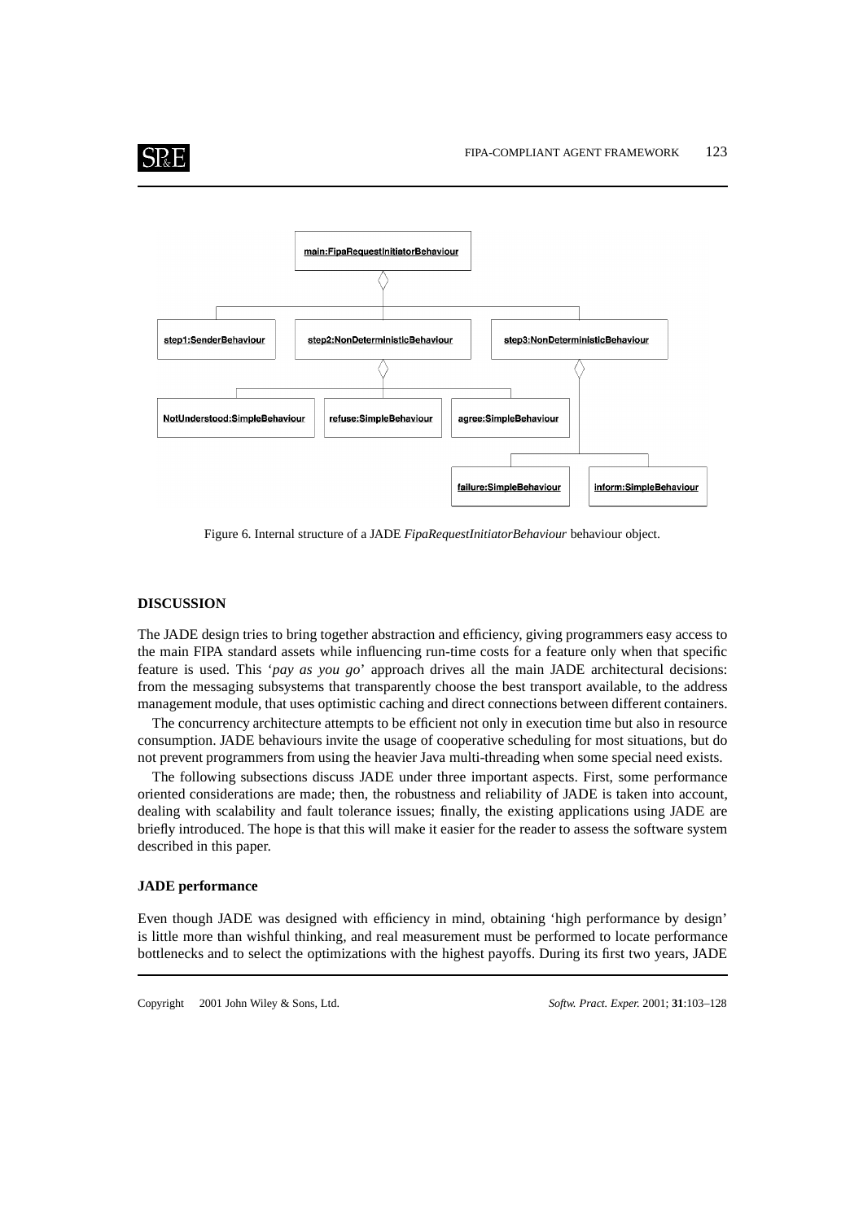Figure 6. Internal structure of a JADE *FipaRequestInitiatorBehaviour* behaviour object.

## DISCUSSION

The JADE design tries to bring together abstraction and efficiency, giving programmers easy access to the main FIPA standard assets while influencing run-time costs for a feature only when that specific feature is used. This '*pay as you go*' approach drives all the main JADE architectural decisions: from the messaging subsystems that transparently choose the best transport available, to the address management module, that uses optimistic caching and direct connections between different containers.

The concurrency architecture attempts to be efficient not only in execution time but also in resource consumption. JADE behaviours invite the usage of cooperative scheduling for most situations, but do not prevent programmers from using the heavier Java multi-threading when some special need exists.

The following subsections discuss JADE under three important aspects. First, some performance oriented considerations are made; then, the robustness and reliability of JADE is taken into account, dealing with scalability and fault tolerance issues; finally, the existing applications using JADE are briefly introduced. The hope is that this will make it easier for the reader to assess the software system described in this paper.

### JADE performance

Even though JADE was designed with efficiency in mind, obtaining 'high performance by design' is little more than wishful thinking, and real measurement must be performed to locate performance bottlenecks and to select the optimizations with the highest payoffs. During its first two years, JADE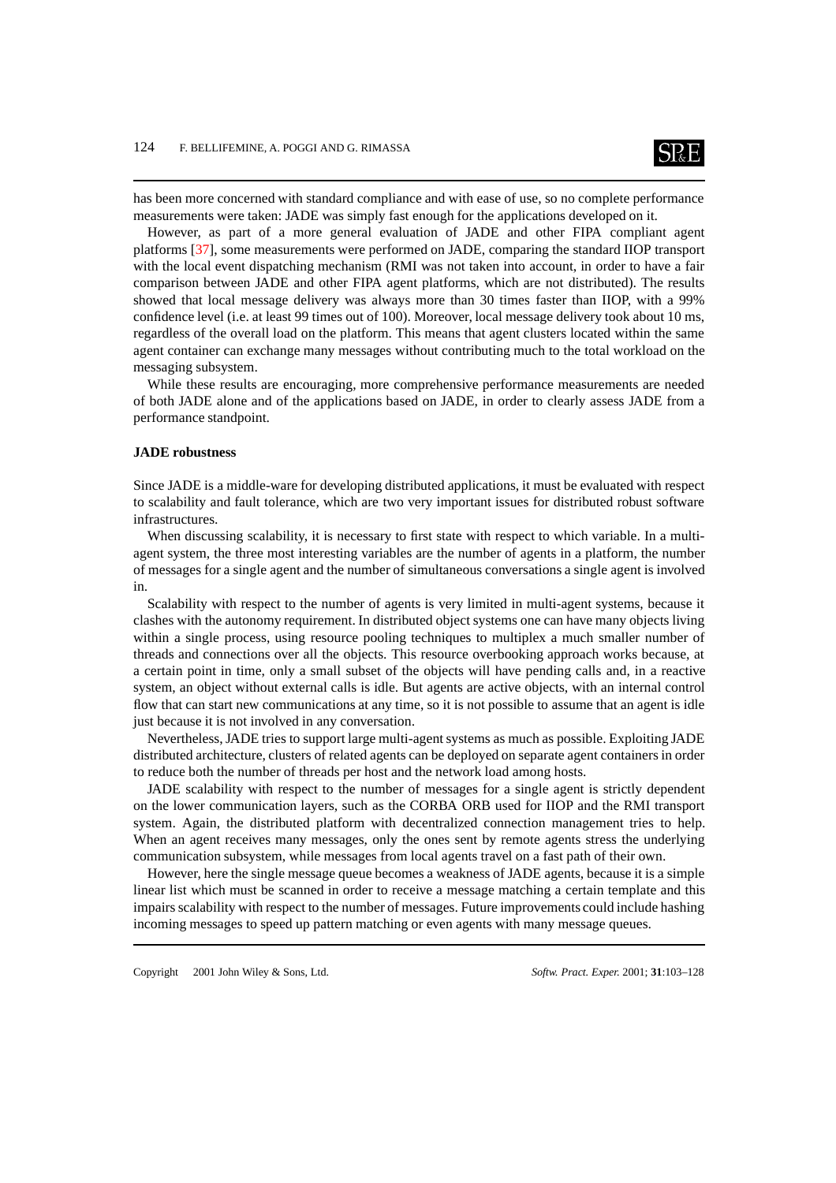has been more concerned with standard compliance and with ease of use, so no complete performance measurements were taken: JADE was simply fast enough for the applications developed on it.

However, as part of a more general evaluation of JADE and other FIPA compliant agent platforms [37], some measurements were performed on JADE, comparing the standard IIOP transport with the local event dispatching mechanism (RMI was not taken into account, in order to have a fair comparison between JADE and other FIPA agent platforms, which are not distributed). The results showed that local message delivery was always more than 30 times faster than IIOP, with a 99% confidence level (i.e. at least 99 times out of 100). Moreover, local message delivery took about 10 ms, regardless of the overall load on the platform. This means that agent clusters located within the same agent container can exchange many messages without contributing much to the total workload on the messaging subsystem.

While these results are encouraging, more comprehensive performance measurements are needed of both JADE alone and of the applications based on JADE, in order to clearly assess JADE from a performance standpoint.

### JADE robustness

Since JADE is a middle-ware for developing distributed applications, it must be evaluated with respect to scalability and fault tolerance, which are two very important issues for distributed robust software infrastructures.

When discussing scalability, it is necessary to first state with respect to which variable. In a multi-agent system, the three most interesting variables are the number of agents in a platform, the number of messages for a single agent and the number of simultaneous conversations a single agent is involved in.

Scalability with respect to the number of agents is very limited in multi-agent systems, because it clashes with the autonomy requirement. In distributed object systems one can have many objects living within a single process, using resource pooling techniques to multiplex a much smaller number of threads and connections over all the objects. This resource overbooking approach works because, at a certain point in time, only a small subset of the objects will have pending calls and, in a reactive system, an object without external calls is idle. But agents are active objects, with an internal control flow that can start new communications at any time, so it is not possible to assume that an agent is idle just because it is not involved in any conversation.

Nevertheless, JADE tries to support large multi-agent systems as much as possible. Exploiting JADE distributed architecture, clusters of related agents can be deployed on separate agent containers in order to reduce both the number of threads per host and the network load among hosts.

JADE scalability with respect to the number of messages for a single agent is strictly dependent on the lower communication layers, such as the CORBA ORB used for IIOP and the RMI transport system. Again, the distributed platform with decentralized connection management tries to help. When an agent receives many messages, only the ones sent by remote agents stress the underlying communication subsystem, while messages from local agents travel on a fast path of their own.

However, here the single message queue becomes a weakness of JADE agents, because it is a simple linear list which must be scanned in order to receive a message matching a certain template and this impairs scalability with respect to the number of messages. Future improvements could include hashing incoming messages to speed up pattern matching or even agents with many message queues.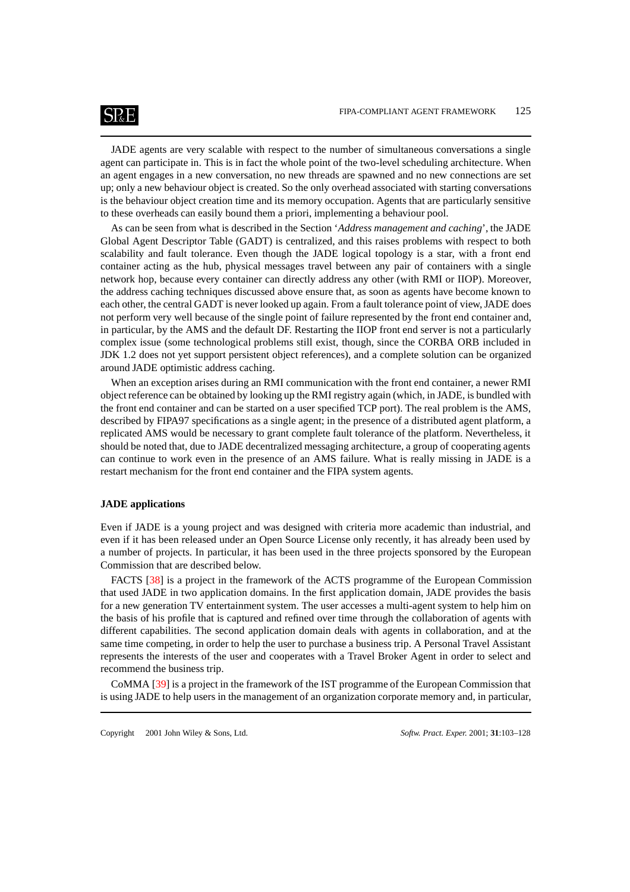JADE agents are very scalable with respect to the number of simultaneous conversations a single agent can participate in. This is in fact the whole point of the two-level scheduling architecture. When an agent engages in a new conversation, no new threads are spawned and no new connections are set up; only a new behaviour object is created. So the only overhead associated with starting conversations is the behaviour object creation time and its memory occupation. Agents that are particularly sensitive to these overheads can easily bound them a priori, implementing a behaviour pool.

As can be seen from what is described in the Section '*Address management and caching*', the JADE Global Agent Descriptor Table (GADT) is centralized, and this raises problems with respect to both scalability and fault tolerance. Even though the JADE logical topology is a star, with a front end container acting as the hub, physical messages travel between any pair of containers with a single network hop, because every container can directly address any other (with RMI or IIOP). Moreover, the address caching techniques discussed above ensure that, as soon as agents have become known to each other, the central GADT is never looked up again. From a fault tolerance point of view, JADE does not perform very well because of the single point of failure represented by the front end container and, in particular, by the AMS and the default DF. Restarting the IIOP front end server is not a particularly complex issue (some technological problems still exist, though, since the CORBA ORB included in JDK 1.2 does not yet support persistent object references), and a complete solution can be organized around JADE optimistic address caching.

When an exception arises during an RMI communication with the front end container, a newer RMI object reference can be obtained by looking up the RMI registry again (which, in JADE, is bundled with the front end container and can be started on a user specified TCP port). The real problem is the AMS, described by FIPA97 specifications as a single agent; in the presence of a distributed agent platform, a replicated AMS would be necessary to grant complete fault tolerance of the platform. Nevertheless, it should be noted that, due to JADE decentralized messaging architecture, a group of cooperating agents can continue to work even in the presence of an AMS failure. What is really missing in JADE is a restart mechanism for the front end container and the FIPA system agents.

### JADE applications

Even if JADE is a young project and was designed with criteria more academic than industrial, and even if it has been released under an Open Source License only recently, it has already been used by a number of projects. In particular, it has been used in the three projects sponsored by the European Commission that are described below.

FACTS [38] is a project in the framework of the ACTS programme of the European Commission that used JADE in two application domains. In the first application domain, JADE provides the basis for a new generation TV entertainment system. The user accesses a multi-agent system to help him on the basis of his profile that is captured and refined over time through the collaboration of agents with different capabilities. The second application domain deals with agents in collaboration, and at the same time competing, in order to help the user to purchase a business trip. A Personal Travel Assistant represents the interests of the user and cooperates with a Travel Broker Agent in order to select and recommend the business trip.

CoMMA [39] is a project in the framework of the IST programme of the European Commission that is using JADE to help users in the management of an organization corporate memory and, in particular,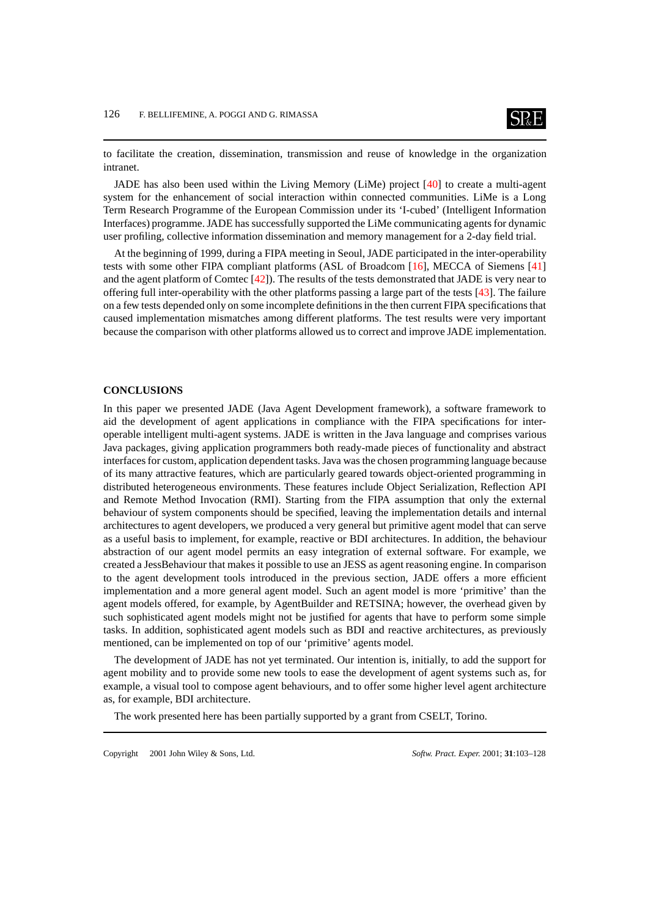to facilitate the creation, dissemination, transmission and reuse of knowledge in the organization intranet.

JADE has also been used within the Living Memory (LiMe) project [40] to create a multi-agent system for the enhancement of social interaction within connected communities. LiMe is a Long Term Research Programme of the European Commission under its 'I-cubed' (Intelligent Information Interfaces) programme. JADE has successfully supported the LiMe communicating agents for dynamic user profiling, collective information dissemination and memory management for a 2-day field trial.

At the beginning of 1999, during a FIPA meeting in Seoul, JADE participated in the inter-operability tests with some other FIPA compliant platforms (ASL of Broadcom [16], MECCA of Siemens [41] and the agent platform of Comtec [42]). The results of the tests demonstrated that JADE is very near to offering full inter-operability with the other platforms passing a large part of the tests [43]. The failure on a few tests depended only on some incomplete definitions in the then current FIPA specifications that caused implementation mismatches among different platforms. The test results were very important because the comparison with other platforms allowed us to correct and improve JADE implementation.

## CONCLUSIONS

In this paper we presented JADE (Java Agent Development framework), a software framework to aid the development of agent applications in compliance with the FIPA specifications for inter-operable intelligent multi-agent systems. JADE is written in the Java language and comprises various Java packages, giving application programmers both ready-made pieces of functionality and abstract interfaces for custom, application dependent tasks. Java was the chosen programming language because of its many attractive features, which are particularly geared towards object-oriented programming in distributed heterogeneous environments. These features include Object Serialization, Reflection API and Remote Method Invocation (RMI). Starting from the FIPA assumption that only the external behaviour of system components should be specified, leaving the implementation details and internal architectures to agent developers, we produced a very general but primitive agent model that can serve as a useful basis to implement, for example, reactive or BDI architectures. In addition, the behaviour abstraction of our agent model permits an easy integration of external software. For example, we created a JessBehaviour that makes it possible to use an JESS as agent reasoning engine. In comparison to the agent development tools introduced in the previous section, JADE offers a more efficient implementation and a more general agent model. Such an agent model is more 'primitive' than the agent models offered, for example, by AgentBuilder and RETSINA; however, the overhead given by such sophisticated agent models might not be justified for agents that have to perform some simple tasks. In addition, sophisticated agent models such as BDI and reactive architectures, as previously mentioned, can be implemented on top of our 'primitive' agents model.

The development of JADE has not yet terminated. Our intention is, initially, to add the support for agent mobility and to provide some new tools to ease the development of agent systems such as, for example, a visual tool to compose agent behaviours, and to offer some higher level agent architecture as, for example, BDI architecture.

The work presented here has been partially supported by a grant from CSELT, Torino.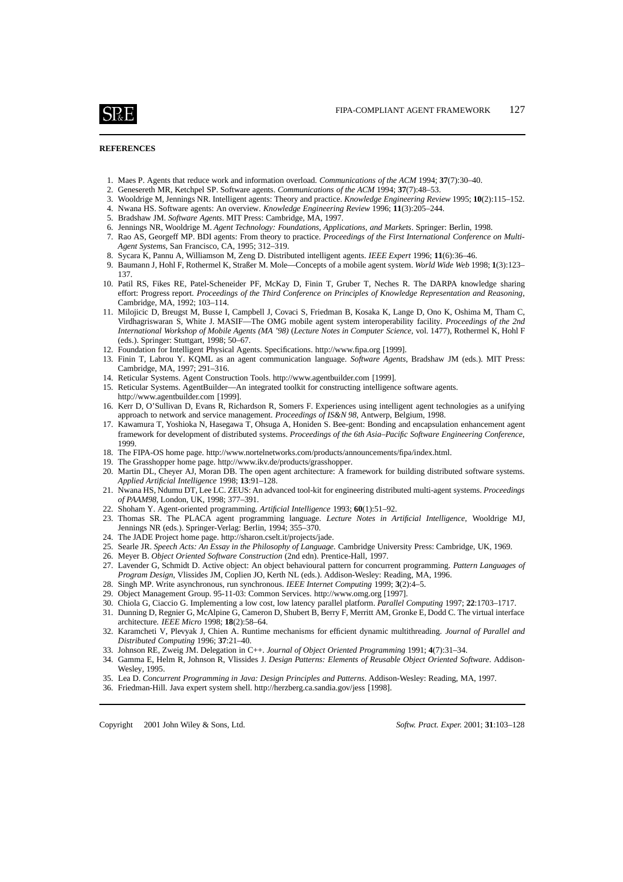## REFERENCES

1. Maes P. Agents that reduce work and information overload. *Communications of the ACM* 1994; **37**(7):30–40.
2. Genesereth MR, Ketchpel SP. Software agents. *Communications of the ACM* 1994; **37**(7):48–53.
3. Wooldrige M, Jennings NR. Intelligent agents: Theory and practice. *Knowledge Engineering Review* 1995; **10**(2):115–152.
4. Nwana HS. Software agents: An overview. *Knowledge Engineering Review* 1996; **11**(3):205–244.
5. Bradshaw JM. *Software Agents*. MIT Press: Cambridge, MA, 1997.
6. Jennings NR, Wooldrige M. *Agent Technology: Foundations, Applications, and Markets*. Springer: Berlin, 1998.
7. Rao AS, Georgeff MP. BDI agents: From theory to practice. *Proceedings of the First International Conference on Multi-Agent Systems*, San Francisco, CA, 1995; 312–319.
8. Sycara K, Pannu A, Williamson M, Zeng D. Distributed intelligent agents. *IEEE Expert* 1996; **11**(6):36–46.
9. Baumann J, Hohl F, Rothermel K, Straßer M. Mole—Concepts of a mobile agent system. *World Wide Web* 1998; **1**(3):123–137.
10. Patil RS, Fikes RE, Patel-Scheneider PF, McKay D, Finin T, Gruber T, Neches R. The DARPA knowledge sharing effort: Progress report. *Proceedings of the Third Conference on Principles of Knowledge Representation and Reasoning*, Cambridge, MA, 1992; 103–114.
11. Milojicic D, Breugst M, Busse I, Campbell J, Covaci S, Friedman B, Kosaka K, Lange D, Ono K, Oshima M, Tham C, Virdhagriswaran S, White J. MASIF—The OMG mobile agent system interoperability facility. *Proceedings of the 2nd International Workshop of Mobile Agents (MA '98)* (*Lecture Notes in Computer Science*, vol. 1477), Rothermel K, Hohl F (eds.). Springer: Stuttgart, 1998; 50–67.
12. Foundation for Intelligent Physical Agents. Specifications. http://www.fipa.org [1999].
13. Finin T, Labrou Y. KQML as an agent communication language. *Software Agents*, Bradshaw JM (eds.). MIT Press: Cambridge, MA, 1997; 291–316.
14. Reticular Systems. Agent Construction Tools. http://www.agentbuilder.com [1999].
15. Reticular Systems. AgentBuilder—An integrated toolkit for constructing intelligence software agents. http://www.agentbuilder.com [1999].
16. Kerr D, O'Sullivan D, Evans R, Richardson R, Somers F. Experiences using intelligent agent technologies as a unifying approach to network and service management. *Proceedings of IS&N 98*, Antwerp, Belgium, 1998.
17. Kawamura T, Yoshioka N, Hasegawa T, Ohsuga A, Honiden S. Bee-gent: Bonding and encapsulation enhancement agent framework for development of distributed systems. *Proceedings of the 6th Asia–Pacific Software Engineering Conference*, 1999.
18. The FIPA-OS home page. http://www.nortelnetworks.com/products/announcements/fipa/index.html.
19. The Grasshopper home page. http://www.ikv.de/products/grasshopper.
20. Martin DL, Cheyer AJ, Moran DB. The open agent architecture: A framework for building distributed software systems. *Applied Artificial Intelligence* 1998; **13**:91–128.
21. Nwana HS, Ndumu DT, Lee LC. ZEUS: An advanced tool-kit for engineering distributed multi-agent systems. *Proceedings of PAAM98*, London, UK, 1998; 377–391.
22. Shoham Y. Agent-oriented programming. *Artificial Intelligence* 1993; **60**(1):51–92.
23. Thomas SR. The PLACA agent programming language. *Lecture Notes in Artificial Intelligence*, Wooldrige MJ, Jennings NR (eds.). Springer-Verlag: Berlin, 1994; 355–370.
24. The JADE Project home page. http://sharon.cselt.it/projects/jade.
25. Searle JR. *Speech Acts: An Essay in the Philosophy of Language*. Cambridge University Press: Cambridge, UK, 1969.
26. Meyer B. *Object Oriented Software Construction* (2nd edn). Prentice-Hall, 1997.
27. Lavender G, Schmidt D. Active object: An object behavioural pattern for concurrent programming. *Pattern Languages of Program Design*, Vlissides JM, Coplien JO, Kerth NL (eds.). Addison-Wesley: Reading, MA, 1996.
28. Singh MP. Write asynchronous, run synchronous. *IEEE Internet Computing* 1999; **3**(2):4–5.
29. Object Management Group. 95-11-03: Common Services. http://www.omg.org [1997].
30. Chiola G, Ciaccio G. Implementing a low cost, low latency parallel platform. *Parallel Computing* 1997; **22**:1703–1717.
31. Dunning D, Regnier G, McAlpine G, Cameron D, Shubert B, Berry F, Merritt AM, Gronke E, Dodd C. The virtual interface architecture. *IEEE Micro* 1998; **18**(2):58–64.
32. Karamcheti V, Plevyak J, Chien A. Runtime mechanisms for efficient dynamic multithreading. *Journal of Parallel and Distributed Computing* 1996; **37**:21–40.
33. Johnson RE, Zweig JM. Delegation in C++. *Journal of Object Oriented Programming* 1991; **4**(7):31–34.
34. Gamma E, Helm R, Johnson R, Vlissides J. *Design Patterns: Elements of Reusable Object Oriented Software*. Addison-Wesley, 1995.
35. Lea D. *Concurrent Programming in Java: Design Principles and Patterns*. Addison-Wesley: Reading, MA, 1997.
36. Friedman-Hill. Java expert system shell. http://herzberg.ca.sandia.gov/jess [1998].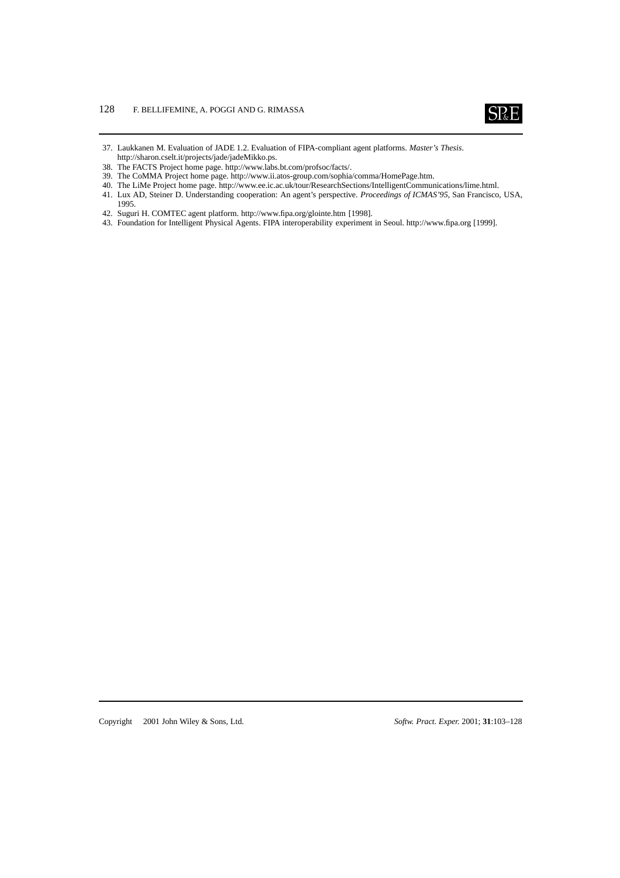37. Laukkanen M. Evaluation of JADE 1.2. Evaluation of FIPA-compliant agent platforms. *Master's Thesis*. http://sharon.cselt.it/projects/jade/jadeMikko.ps.
38. The FACTS Project home page. http://www.labs.bt.com/profsoc/facts/.
39. The CoMMA Project home page. http://www.ii.atos-group.com/sophia/comma/HomePage.htm.
40. The LiMe Project home page. http://www.ee.ic.ac.uk/tour/ResearchSections/IntelligentCommunications/lime.html.
41. Lux AD, Steiner D. Understanding cooperation: An agent's perspective. *Proceedings of ICMAS'95*, San Francisco, USA, 1995.
42. Suguri H. COMTEC agent platform. http://www.fipa.org/glointe.htm [1998].
43. Foundation for Intelligent Physical Agents. FIPA interoperability experiment in Seoul. http://www.fipa.org [1999].